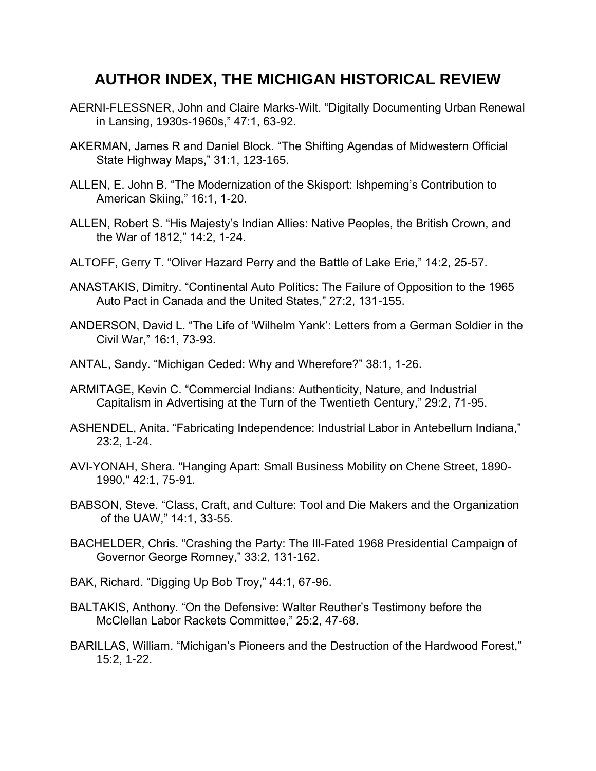# AUTHOR INDEX, THE MICHIGAN HISTORICAL REVIEW

AERNI-FLESSNER, John and Claire Marks-Wilt. “Digitally Documenting Urban Renewal in Lansing, 1930s-1960s,” 47:1, 63-92.

AKERMAN, James R and Daniel Block. “The Shifting Agendas of Midwestern Official State Highway Maps,” 31:1, 123-165.

ALLEN, E. John B. “The Modernization of the Skisport: Ishpeming’s Contribution to American Skiing,” 16:1, 1-20.

ALLEN, Robert S. “His Majesty’s Indian Allies: Native Peoples, the British Crown, and the War of 1812,” 14:2, 1-24.

ALTOFF, Gerry T. “Oliver Hazard Perry and the Battle of Lake Erie,” 14:2, 25-57.

ANASTAKIS, Dimitry. “Continental Auto Politics: The Failure of Opposition to the 1965 Auto Pact in Canada and the United States,” 27:2, 131-155.

ANDERSON, David L. “The Life of ‘Wilhelm Yank’: Letters from a German Soldier in the Civil War,” 16:1, 73-93.

ANTAL, Sandy. “Michigan Ceded: Why and Wherefore?” 38:1, 1-26.

ARMITAGE, Kevin C. “Commercial Indians: Authenticity, Nature, and Industrial Capitalism in Advertising at the Turn of the Twentieth Century,” 29:2, 71-95.

ASHENDEL, Anita. “Fabricating Independence: Industrial Labor in Antebellum Indiana,” 23:2, 1-24.

AVI-YONAH, Shera. "Hanging Apart: Small Business Mobility on Chene Street, 1890-1990," 42:1, 75-91.

BABSON, Steve. “Class, Craft, and Culture: Tool and Die Makers and the Organization of the UAW,” 14:1, 33-55.

BACHELDER, Chris. “Crashing the Party: The Ill-Fated 1968 Presidential Campaign of Governor George Romney,” 33:2, 131-162.

BAK, Richard. “Digging Up Bob Troy,” 44:1, 67-96.

BALTAKIS, Anthony. “On the Defensive: Walter Reuther’s Testimony before the McClellan Labor Rackets Committee,” 25:2, 47-68.

BARILLAS, William. “Michigan’s Pioneers and the Destruction of the Hardwood Forest,” 15:2, 1-22.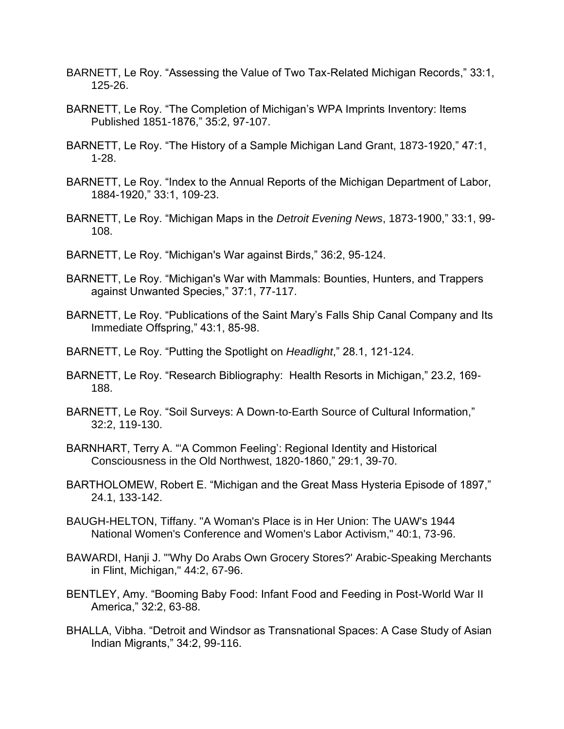BARNETT, Le Roy. “Assessing the Value of Two Tax-Related Michigan Records,” 33:1, 125-26.

BARNETT, Le Roy. “The Completion of Michigan’s WPA Imprints Inventory: Items Published 1851-1876,” 35:2, 97-107.

BARNETT, Le Roy. “The History of a Sample Michigan Land Grant, 1873-1920,” 47:1, 1-28.

BARNETT, Le Roy. “Index to the Annual Reports of the Michigan Department of Labor, 1884-1920,” 33:1, 109-23.

BARNETT, Le Roy. “Michigan Maps in the *Detroit Evening News*, 1873-1900,” 33:1, 99-108.

BARNETT, Le Roy. “Michigan's War against Birds,” 36:2, 95-124.

BARNETT, Le Roy. “Michigan's War with Mammals: Bounties, Hunters, and Trappers against Unwanted Species,” 37:1, 77-117.

BARNETT, Le Roy. “Publications of the Saint Mary’s Falls Ship Canal Company and Its Immediate Offspring,” 43:1, 85-98.

BARNETT, Le Roy. “Putting the Spotlight on *Headlight*,” 28.1, 121-124.

BARNETT, Le Roy. “Research Bibliography: Health Resorts in Michigan,” 23.2, 169-188.

BARNETT, Le Roy. “Soil Surveys: A Down-to-Earth Source of Cultural Information,” 32:2, 119-130.

BARNHART, Terry A. “‘A Common Feeling’: Regional Identity and Historical Consciousness in the Old Northwest, 1820-1860,” 29:1, 39-70.

BARTHOLOMEW, Robert E. “Michigan and the Great Mass Hysteria Episode of 1897,” 24.1, 133-142.

BAUGH-HELTON, Tiffany. "A Woman's Place is in Her Union: The UAW's 1944 National Women's Conference and Women's Labor Activism," 40:1, 73-96.

BAWARDI, Hanji J. "'Why Do Arabs Own Grocery Stores?' Arabic-Speaking Merchants in Flint, Michigan," 44:2, 67-96.

BENTLEY, Amy. “Booming Baby Food: Infant Food and Feeding in Post-World War II America,” 32:2, 63-88.

BHALLA, Vibha. “Detroit and Windsor as Transnational Spaces: A Case Study of Asian Indian Migrants,” 34:2, 99-116.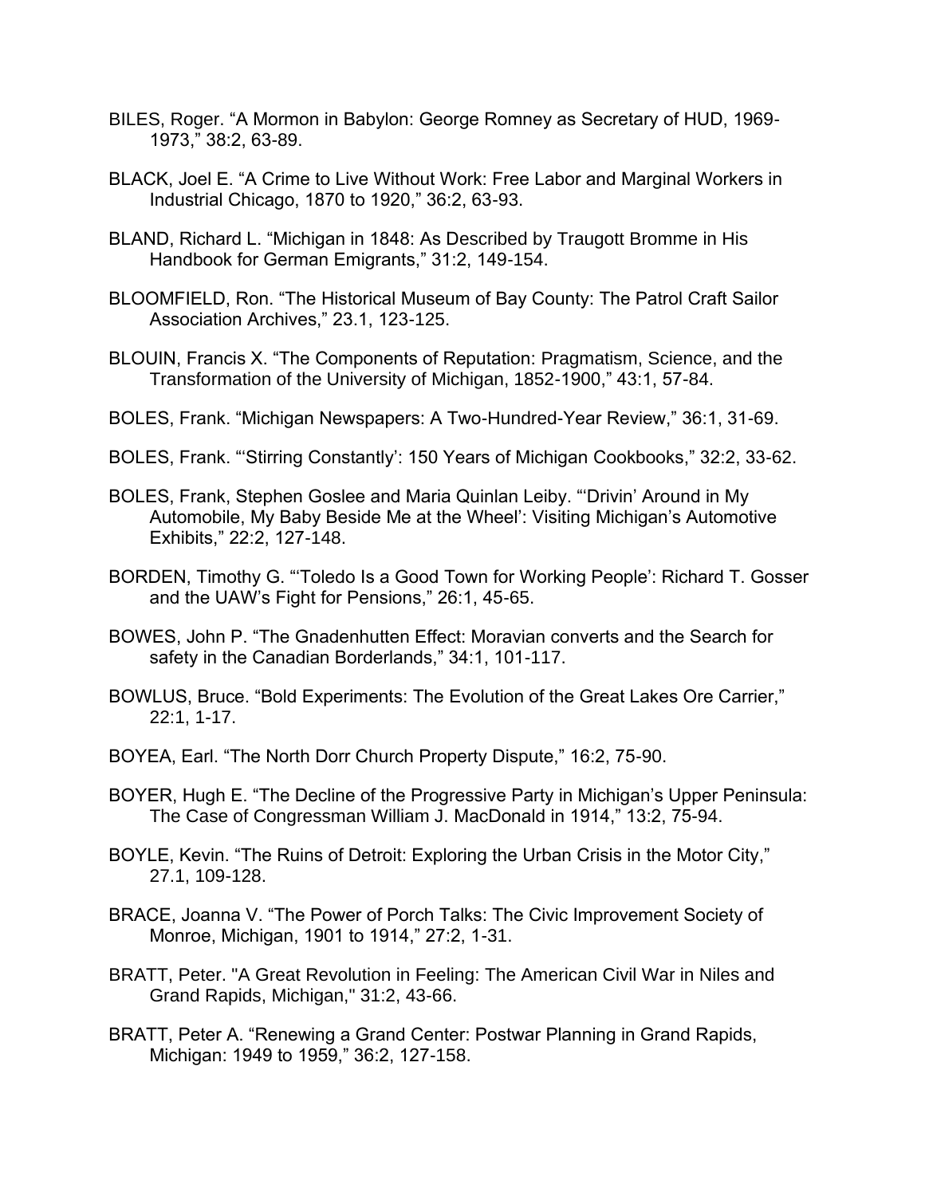BILES, Roger. “A Mormon in Babylon: George Romney as Secretary of HUD, 1969-1973,” 38:2, 63-89.

BLACK, Joel E. “A Crime to Live Without Work: Free Labor and Marginal Workers in Industrial Chicago, 1870 to 1920,” 36:2, 63-93.

BLAND, Richard L. “Michigan in 1848: As Described by Traugott Bromme in His Handbook for German Emigrants,” 31:2, 149-154.

BLOOMFIELD, Ron. “The Historical Museum of Bay County: The Patrol Craft Sailor Association Archives,” 23.1, 123-125.

BLOUIN, Francis X. “The Components of Reputation: Pragmatism, Science, and the Transformation of the University of Michigan, 1852-1900,” 43:1, 57-84.

BOLES, Frank. “Michigan Newspapers: A Two-Hundred-Year Review,” 36:1, 31-69.

BOLES, Frank. “‘Stirring Constantly’: 150 Years of Michigan Cookbooks,” 32:2, 33-62.

BOLES, Frank, Stephen Goslee and Maria Quinlan Leiby. “‘Drivin’ Around in My Automobile, My Baby Beside Me at the Wheel’: Visiting Michigan’s Automotive Exhibits,” 22:2, 127-148.

BORDEN, Timothy G. “‘Toledo Is a Good Town for Working People’: Richard T. Gosser and the UAW’s Fight for Pensions,” 26:1, 45-65.

BOWES, John P. “The Gnadenhutten Effect: Moravian converts and the Search for safety in the Canadian Borderlands,” 34:1, 101-117.

BOWLUS, Bruce. “Bold Experiments: The Evolution of the Great Lakes Ore Carrier,” 22:1, 1-17.

BOYEA, Earl. “The North Dorr Church Property Dispute,” 16:2, 75-90.

BOYER, Hugh E. “The Decline of the Progressive Party in Michigan’s Upper Peninsula: The Case of Congressman William J. MacDonald in 1914,” 13:2, 75-94.

BOYLE, Kevin. “The Ruins of Detroit: Exploring the Urban Crisis in the Motor City,” 27.1, 109-128.

BRACE, Joanna V. “The Power of Porch Talks: The Civic Improvement Society of Monroe, Michigan, 1901 to 1914,” 27:2, 1-31.

BRATT, Peter. "A Great Revolution in Feeling: The American Civil War in Niles and Grand Rapids, Michigan," 31:2, 43-66.

BRATT, Peter A. “Renewing a Grand Center: Postwar Planning in Grand Rapids, Michigan: 1949 to 1959,” 36:2, 127-158.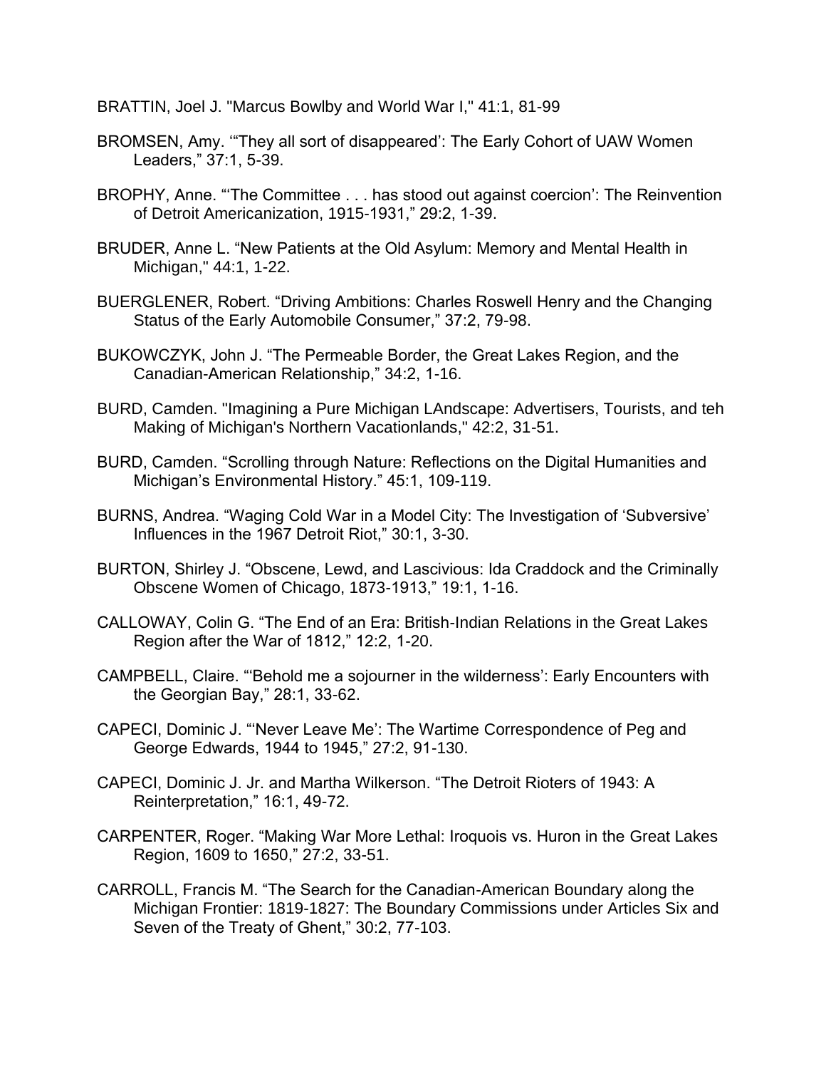BRATTIN, Joel J. "Marcus Bowlby and World War I," 41:1, 81-99

BROMSEN, Amy. '"They all sort of disappeared': The Early Cohort of UAW Women Leaders," 37:1, 5-39.

BROPHY, Anne. "'The Committee . . . has stood out against coercion': The Reinvention of Detroit Americanization, 1915-1931," 29:2, 1-39.

BRUDER, Anne L. "New Patients at the Old Asylum: Memory and Mental Health in Michigan," 44:1, 1-22.

BUERGLENER, Robert. "Driving Ambitions: Charles Roswell Henry and the Changing Status of the Early Automobile Consumer," 37:2, 79-98.

BUKOWCZYK, John J. "The Permeable Border, the Great Lakes Region, and the Canadian-American Relationship," 34:2, 1-16.

BURD, Camden. "Imagining a Pure Michigan LAndscape: Advertisers, Tourists, and teh Making of Michigan's Northern Vacationlands," 42:2, 31-51.

BURD, Camden. "Scrolling through Nature: Reflections on the Digital Humanities and Michigan's Environmental History." 45:1, 109-119.

BURNS, Andrea. "Waging Cold War in a Model City: The Investigation of 'Subversive' Influences in the 1967 Detroit Riot," 30:1, 3-30.

BURTON, Shirley J. "Obscene, Lewd, and Lascivious: Ida Craddock and the Criminally Obscene Women of Chicago, 1873-1913," 19:1, 1-16.

CALLOWAY, Colin G. "The End of an Era: British-Indian Relations in the Great Lakes Region after the War of 1812," 12:2, 1-20.

CAMPBELL, Claire. "'Behold me a sojourner in the wilderness': Early Encounters with the Georgian Bay," 28:1, 33-62.

CAPECI, Dominic J. "'Never Leave Me': The Wartime Correspondence of Peg and George Edwards, 1944 to 1945," 27:2, 91-130.

CAPECI, Dominic J. Jr. and Martha Wilkerson. "The Detroit Rioters of 1943: A Reinterpretation," 16:1, 49-72.

CARPENTER, Roger. "Making War More Lethal: Iroquois vs. Huron in the Great Lakes Region, 1609 to 1650," 27:2, 33-51.

CARROLL, Francis M. "The Search for the Canadian-American Boundary along the Michigan Frontier: 1819-1827: The Boundary Commissions under Articles Six and Seven of the Treaty of Ghent," 30:2, 77-103.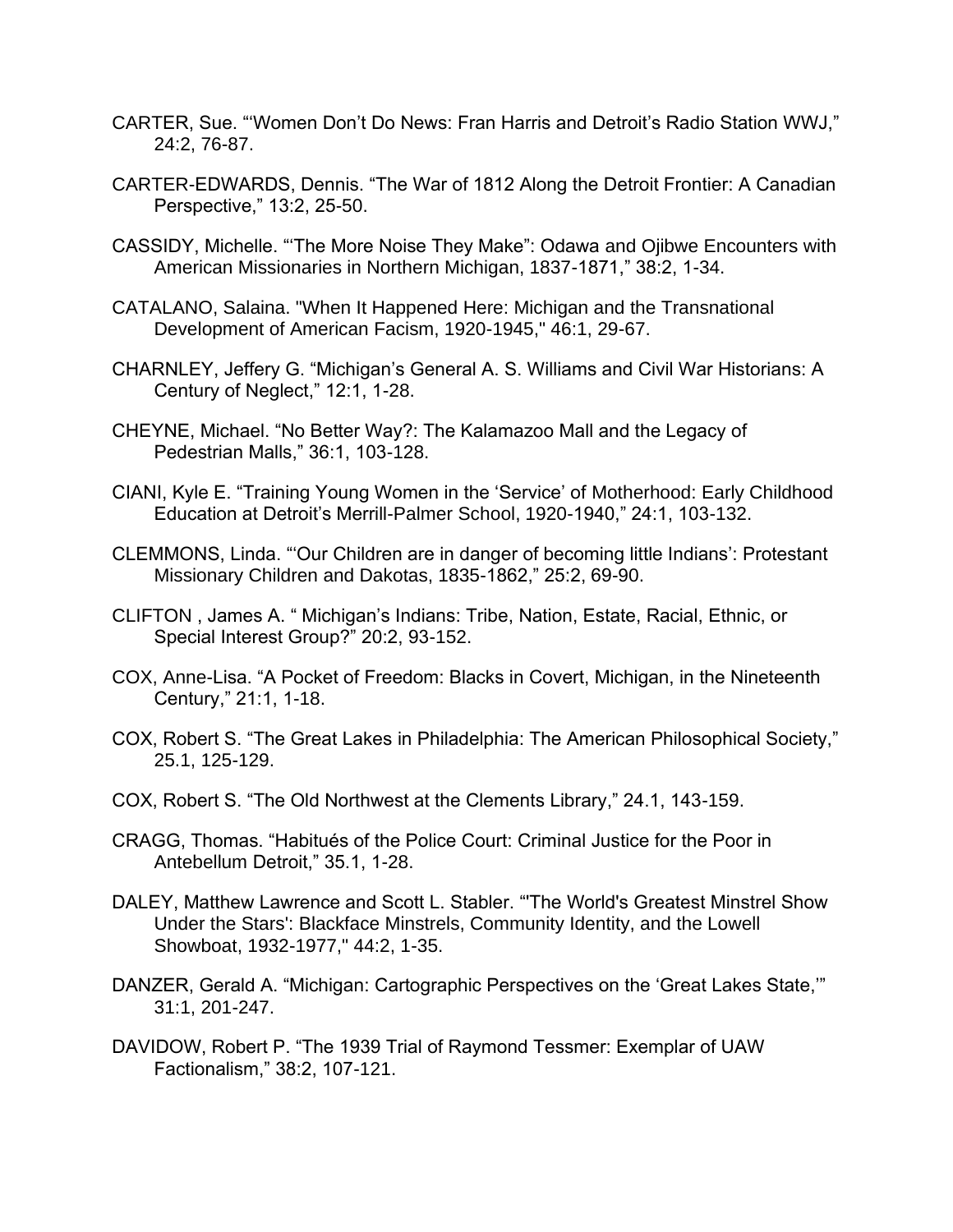CARTER, Sue. "'Women Don't Do News: Fran Harris and Detroit's Radio Station WWJ," 24:2, 76-87.

CARTER-EDWARDS, Dennis. "The War of 1812 Along the Detroit Frontier: A Canadian Perspective," 13:2, 25-50.

CASSIDY, Michelle. "'The More Noise They Make": Odawa and Ojibwe Encounters with American Missionaries in Northern Michigan, 1837-1871," 38:2, 1-34.

CATALANO, Salaina. "When It Happened Here: Michigan and the Transnational Development of American Facism, 1920-1945," 46:1, 29-67.

CHARNLEY, Jeffery G. "Michigan's General A. S. Williams and Civil War Historians: A Century of Neglect," 12:1, 1-28.

CHEYNE, Michael. "No Better Way?: The Kalamazoo Mall and the Legacy of Pedestrian Malls," 36:1, 103-128.

CIANI, Kyle E. "Training Young Women in the 'Service' of Motherhood: Early Childhood Education at Detroit's Merrill-Palmer School, 1920-1940," 24:1, 103-132.

CLEMMONS, Linda. "'Our Children are in danger of becoming little Indians': Protestant Missionary Children and Dakotas, 1835-1862," 25:2, 69-90.

CLIFTON , James A. " Michigan's Indians: Tribe, Nation, Estate, Racial, Ethnic, or Special Interest Group?" 20:2, 93-152.

COX, Anne-Lisa. "A Pocket of Freedom: Blacks in Covert, Michigan, in the Nineteenth Century," 21:1, 1-18.

COX, Robert S. "The Great Lakes in Philadelphia: The American Philosophical Society," 25.1, 125-129.

COX, Robert S. "The Old Northwest at the Clements Library," 24.1, 143-159.

CRAGG, Thomas. "Habitués of the Police Court: Criminal Justice for the Poor in Antebellum Detroit," 35.1, 1-28.

DALEY, Matthew Lawrence and Scott L. Stabler. "'The World's Greatest Minstrel Show Under the Stars': Blackface Minstrels, Community Identity, and the Lowell Showboat, 1932-1977," 44:2, 1-35.

DANZER, Gerald A. "Michigan: Cartographic Perspectives on the 'Great Lakes State,'" 31:1, 201-247.

DAVIDOW, Robert P. "The 1939 Trial of Raymond Tessmer: Exemplar of UAW Factionalism," 38:2, 107-121.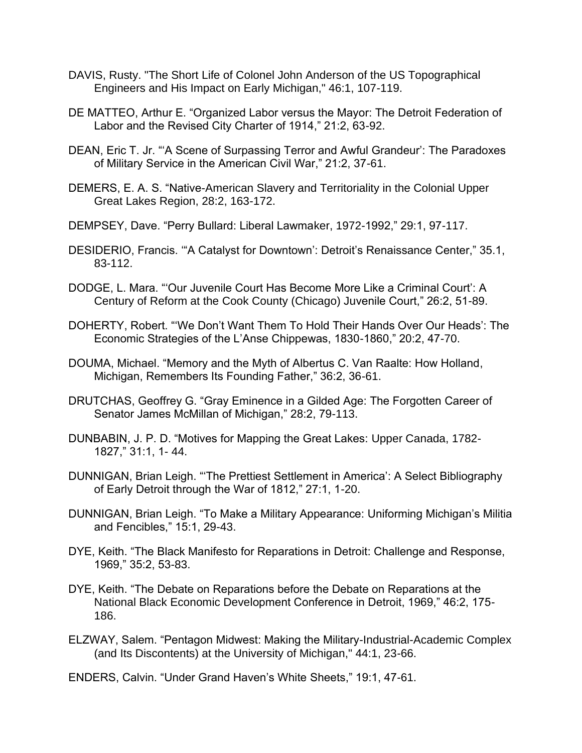DAVIS, Rusty. "The Short Life of Colonel John Anderson of the US Topographical Engineers and His Impact on Early Michigan," 46:1, 107-119.

DE MATTEO, Arthur E. "Organized Labor versus the Mayor: The Detroit Federation of Labor and the Revised City Charter of 1914," 21:2, 63-92.

DEAN, Eric T. Jr. "'A Scene of Surpassing Terror and Awful Grandeur': The Paradoxes of Military Service in the American Civil War," 21:2, 37-61.

DEMERS, E. A. S. "Native-American Slavery and Territoriality in the Colonial Upper Great Lakes Region, 28:2, 163-172.

DEMPSEY, Dave. "Perry Bullard: Liberal Lawmaker, 1972-1992," 29:1, 97-117.

DESIDERIO, Francis. "'A Catalyst for Downtown': Detroit's Renaissance Center," 35.1, 83-112.

DODGE, L. Mara. "'Our Juvenile Court Has Become More Like a Criminal Court': A Century of Reform at the Cook County (Chicago) Juvenile Court," 26:2, 51-89.

DOHERTY, Robert. "'We Don't Want Them To Hold Their Hands Over Our Heads': The Economic Strategies of the L'Anse Chippewas, 1830-1860," 20:2, 47-70.

DOUMA, Michael. "Memory and the Myth of Albertus C. Van Raalte: How Holland, Michigan, Remembers Its Founding Father," 36:2, 36-61.

DRUTCHAS, Geoffrey G. "Gray Eminence in a Gilded Age: The Forgotten Career of Senator James McMillan of Michigan," 28:2, 79-113.

DUNBABIN, J. P. D. "Motives for Mapping the Great Lakes: Upper Canada, 1782-1827," 31:1, 1- 44.

DUNNIGAN, Brian Leigh. "'The Prettiest Settlement in America': A Select Bibliography of Early Detroit through the War of 1812," 27:1, 1-20.

DUNNIGAN, Brian Leigh. "To Make a Military Appearance: Uniforming Michigan's Militia and Fencibles," 15:1, 29-43.

DYE, Keith. "The Black Manifesto for Reparations in Detroit: Challenge and Response, 1969," 35:2, 53-83.

DYE, Keith. "The Debate on Reparations before the Debate on Reparations at the National Black Economic Development Conference in Detroit, 1969," 46:2, 175-186.

ELZWAY, Salem. "Pentagon Midwest: Making the Military-Industrial-Academic Complex (and Its Discontents) at the University of Michigan," 44:1, 23-66.

ENDERS, Calvin. "Under Grand Haven's White Sheets," 19:1, 47-61.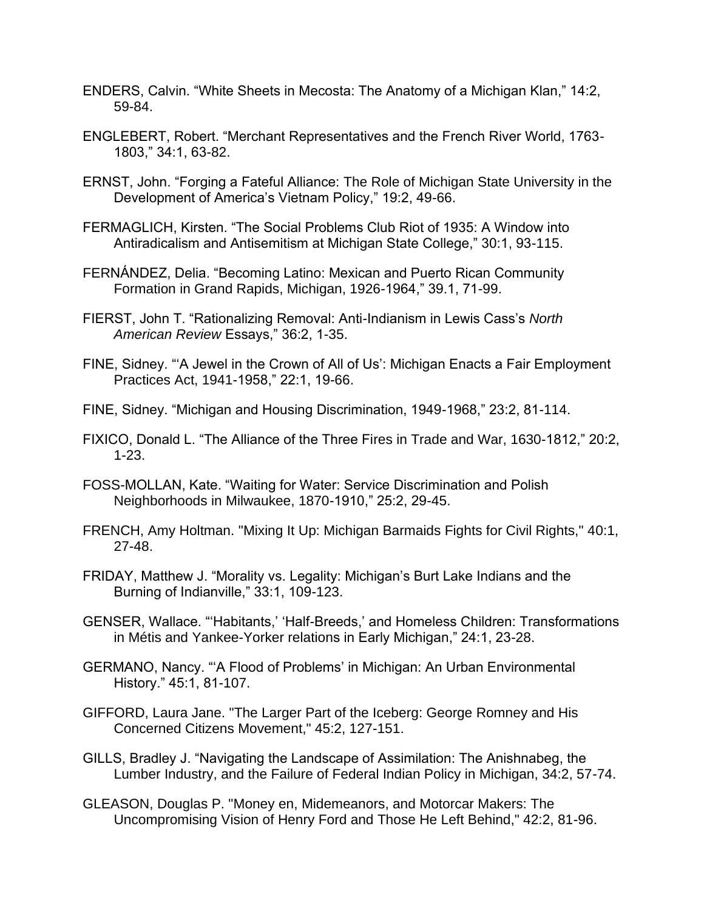ENDERS, Calvin. “White Sheets in Mecosta: The Anatomy of a Michigan Klan,” 14:2, 59-84.

ENGLEBERT, Robert. “Merchant Representatives and the French River World, 1763-1803,” 34:1, 63-82.

ERNST, John. “Forging a Fateful Alliance: The Role of Michigan State University in the Development of America’s Vietnam Policy,” 19:2, 49-66.

FERMAGLICH, Kirsten. “The Social Problems Club Riot of 1935: A Window into Antiradicalism and Antisemitism at Michigan State College,” 30:1, 93-115.

FERNÁNDEZ, Delia. “Becoming Latino: Mexican and Puerto Rican Community Formation in Grand Rapids, Michigan, 1926-1964,” 39.1, 71-99.

FIERST, John T. “Rationalizing Removal: Anti-Indianism in Lewis Cass’s *North American Review* Essays,” 36:2, 1-35.

FINE, Sidney. “‘A Jewel in the Crown of All of Us’: Michigan Enacts a Fair Employment Practices Act, 1941-1958,” 22:1, 19-66.

FINE, Sidney. “Michigan and Housing Discrimination, 1949-1968,” 23:2, 81-114.

FIXICO, Donald L. “The Alliance of the Three Fires in Trade and War, 1630-1812,” 20:2, 1-23.

FOSS-MOLLAN, Kate. “Waiting for Water: Service Discrimination and Polish Neighborhoods in Milwaukee, 1870-1910,” 25:2, 29-45.

FRENCH, Amy Holtman. "Mixing It Up: Michigan Barmaids Fights for Civil Rights," 40:1, 27-48.

FRIDAY, Matthew J. “Morality vs. Legality: Michigan’s Burt Lake Indians and the Burning of Indianville,” 33:1, 109-123.

GENSER, Wallace. “‘Habitants,’ ‘Half-Breeds,’ and Homeless Children: Transformations in Métis and Yankee-Yorker relations in Early Michigan,” 24:1, 23-28.

GERMANO, Nancy. “‘A Flood of Problems’ in Michigan: An Urban Environmental History.” 45:1, 81-107.

GIFFORD, Laura Jane. "The Larger Part of the Iceberg: George Romney and His Concerned Citizens Movement," 45:2, 127-151.

GILLS, Bradley J. “Navigating the Landscape of Assimilation: The Anishnabeg, the Lumber Industry, and the Failure of Federal Indian Policy in Michigan, 34:2, 57-74.

GLEASON, Douglas P. "Money en, Midemeanors, and Motorcar Makers: The Uncompromising Vision of Henry Ford and Those He Left Behind," 42:2, 81-96.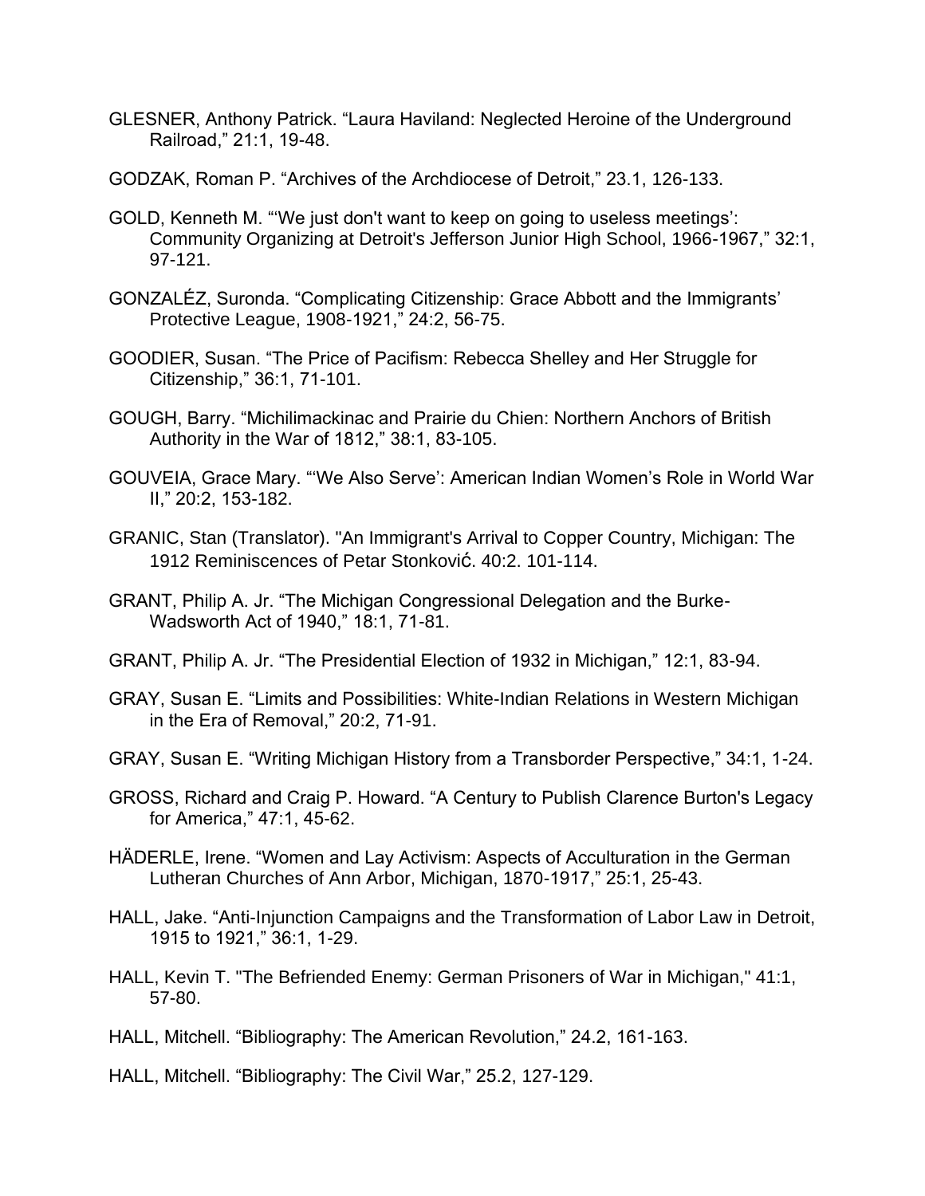GLESNER, Anthony Patrick. "Laura Haviland: Neglected Heroine of the Underground Railroad," 21:1, 19-48.

GODZAK, Roman P. "Archives of the Archdiocese of Detroit," 23.1, 126-133.

GOLD, Kenneth M. "'We just don't want to keep on going to useless meetings': Community Organizing at Detroit's Jefferson Junior High School, 1966-1967," 32:1, 97-121.

GONZALÉZ, Suronda. "Complicating Citizenship: Grace Abbott and the Immigrants' Protective League, 1908-1921," 24:2, 56-75.

GOODIER, Susan. "The Price of Pacifism: Rebecca Shelley and Her Struggle for Citizenship," 36:1, 71-101.

GOUGH, Barry. "Michilimackinac and Prairie du Chien: Northern Anchors of British Authority in the War of 1812," 38:1, 83-105.

GOUVEIA, Grace Mary. "'We Also Serve': American Indian Women's Role in World War II," 20:2, 153-182.

GRANIC, Stan (Translator). "An Immigrant's Arrival to Copper Country, Michigan: The 1912 Reminiscences of Petar Stonković. 40:2. 101-114.

GRANT, Philip A. Jr. "The Michigan Congressional Delegation and the Burke-Wadsworth Act of 1940," 18:1, 71-81.

GRANT, Philip A. Jr. "The Presidential Election of 1932 in Michigan," 12:1, 83-94.

GRAY, Susan E. "Limits and Possibilities: White-Indian Relations in Western Michigan in the Era of Removal," 20:2, 71-91.

GRAY, Susan E. "Writing Michigan History from a Transborder Perspective," 34:1, 1-24.

GROSS, Richard and Craig P. Howard. "A Century to Publish Clarence Burton's Legacy for America," 47:1, 45-62.

HÄDERLE, Irene. "Women and Lay Activism: Aspects of Acculturation in the German Lutheran Churches of Ann Arbor, Michigan, 1870-1917," 25:1, 25-43.

HALL, Jake. "Anti-Injunction Campaigns and the Transformation of Labor Law in Detroit, 1915 to 1921," 36:1, 1-29.

HALL, Kevin T. "The Befriended Enemy: German Prisoners of War in Michigan," 41:1, 57-80.

HALL, Mitchell. "Bibliography: The American Revolution," 24.2, 161-163.

HALL, Mitchell. "Bibliography: The Civil War," 25.2, 127-129.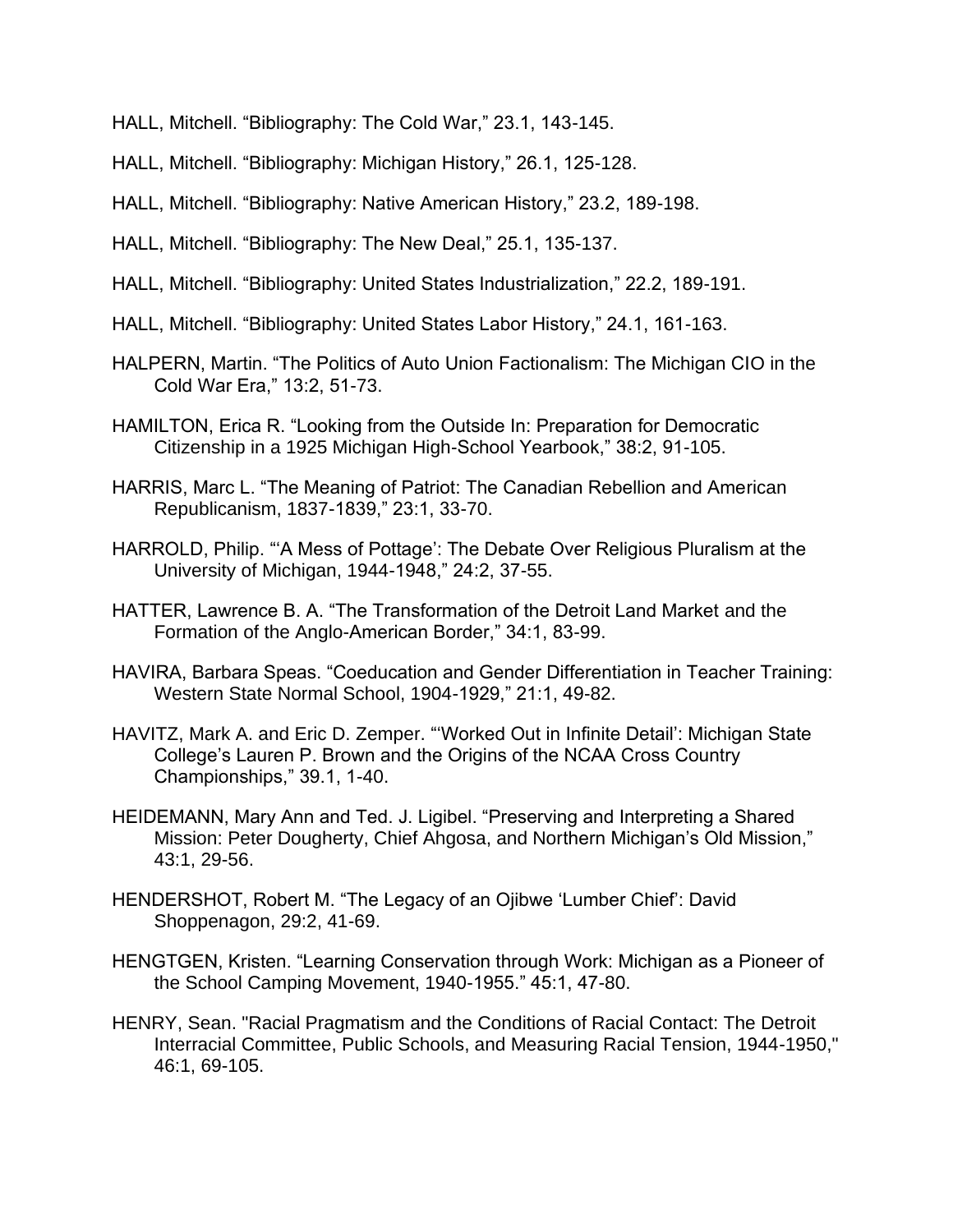HALL, Mitchell. “Bibliography: The Cold War,” 23.1, 143-145.

HALL, Mitchell. “Bibliography: Michigan History,” 26.1, 125-128.

HALL, Mitchell. “Bibliography: Native American History,” 23.2, 189-198.

HALL, Mitchell. “Bibliography: The New Deal,” 25.1, 135-137.

HALL, Mitchell. “Bibliography: United States Industrialization,” 22.2, 189-191.

HALL, Mitchell. “Bibliography: United States Labor History,” 24.1, 161-163.

HALPERN, Martin. “The Politics of Auto Union Factionalism: The Michigan CIO in the Cold War Era,” 13:2, 51-73.

HAMILTON, Erica R. “Looking from the Outside In: Preparation for Democratic Citizenship in a 1925 Michigan High-School Yearbook,” 38:2, 91-105.

HARRIS, Marc L. “The Meaning of Patriot: The Canadian Rebellion and American Republicanism, 1837-1839,” 23:1, 33-70.

HARROLD, Philip. “‘A Mess of Pottage’: The Debate Over Religious Pluralism at the University of Michigan, 1944-1948,” 24:2, 37-55.

HATTER, Lawrence B. A. “The Transformation of the Detroit Land Market and the Formation of the Anglo-American Border,” 34:1, 83-99.

HAVIRA, Barbara Speas. “Coeducation and Gender Differentiation in Teacher Training: Western State Normal School, 1904-1929,” 21:1, 49-82.

HAVITZ, Mark A. and Eric D. Zemper. “‘Worked Out in Infinite Detail’: Michigan State College’s Lauren P. Brown and the Origins of the NCAA Cross Country Championships,” 39.1, 1-40.

HEIDEMANN, Mary Ann and Ted. J. Ligibel. “Preserving and Interpreting a Shared Mission: Peter Dougherty, Chief Ahgosa, and Northern Michigan’s Old Mission,” 43:1, 29-56.

HENDERSHOT, Robert M. “The Legacy of an Ojibwe ‘Lumber Chief’: David Shoppenagon, 29:2, 41-69.

HENGTGEN, Kristen. “Learning Conservation through Work: Michigan as a Pioneer of the School Camping Movement, 1940-1955.” 45:1, 47-80.

HENRY, Sean. "Racial Pragmatism and the Conditions of Racial Contact: The Detroit Interracial Committee, Public Schools, and Measuring Racial Tension, 1944-1950," 46:1, 69-105.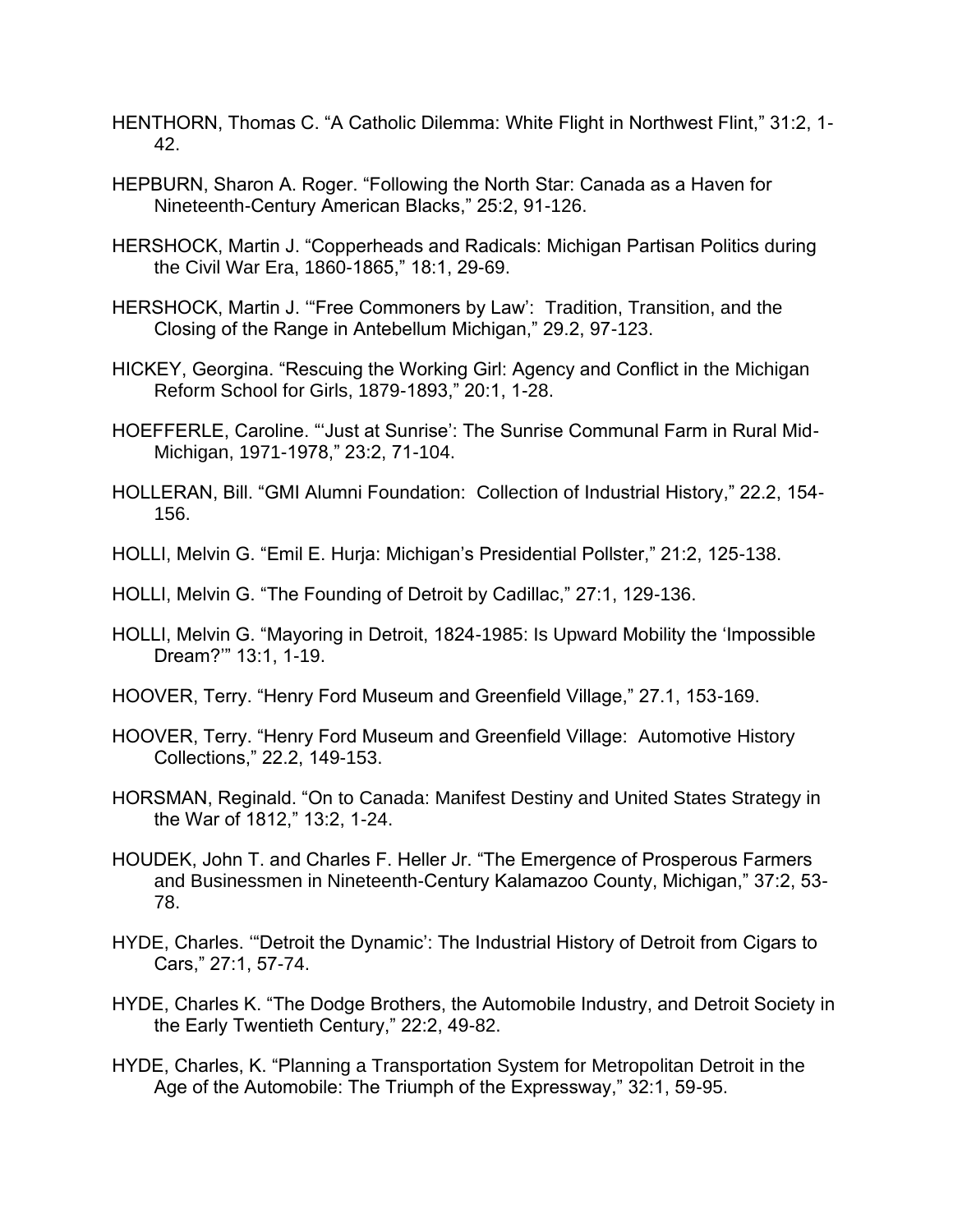HENTHORN, Thomas C. "A Catholic Dilemma: White Flight in Northwest Flint," 31:2, 1-42.

HEPBURN, Sharon A. Roger. "Following the North Star: Canada as a Haven for Nineteenth-Century American Blacks," 25:2, 91-126.

HERSHOCK, Martin J. "Copperheads and Radicals: Michigan Partisan Politics during the Civil War Era, 1860-1865," 18:1, 29-69.

HERSHOCK, Martin J. '"Free Commoners by Law': Tradition, Transition, and the Closing of the Range in Antebellum Michigan," 29.2, 97-123.

HICKEY, Georgina. "Rescuing the Working Girl: Agency and Conflict in the Michigan Reform School for Girls, 1879-1893," 20:1, 1-28.

HOEFFERLE, Caroline. "'Just at Sunrise': The Sunrise Communal Farm in Rural Mid-Michigan, 1971-1978," 23:2, 71-104.

HOLLERAN, Bill. "GMI Alumni Foundation: Collection of Industrial History," 22.2, 154-156.

HOLLI, Melvin G. "Emil E. Hurja: Michigan's Presidential Pollster," 21:2, 125-138.

HOLLI, Melvin G. "The Founding of Detroit by Cadillac," 27:1, 129-136.

HOLLI, Melvin G. "Mayoring in Detroit, 1824-1985: Is Upward Mobility the 'Impossible Dream?'" 13:1, 1-19.

HOOVER, Terry. "Henry Ford Museum and Greenfield Village," 27.1, 153-169.

HOOVER, Terry. "Henry Ford Museum and Greenfield Village: Automotive History Collections," 22.2, 149-153.

HORSMAN, Reginald. "On to Canada: Manifest Destiny and United States Strategy in the War of 1812," 13:2, 1-24.

HOUDEK, John T. and Charles F. Heller Jr. "The Emergence of Prosperous Farmers and Businessmen in Nineteenth-Century Kalamazoo County, Michigan," 37:2, 53-78.

HYDE, Charles. '"Detroit the Dynamic': The Industrial History of Detroit from Cigars to Cars," 27:1, 57-74.

HYDE, Charles K. "The Dodge Brothers, the Automobile Industry, and Detroit Society in the Early Twentieth Century," 22:2, 49-82.

HYDE, Charles, K. "Planning a Transportation System for Metropolitan Detroit in the Age of the Automobile: The Triumph of the Expressway," 32:1, 59-95.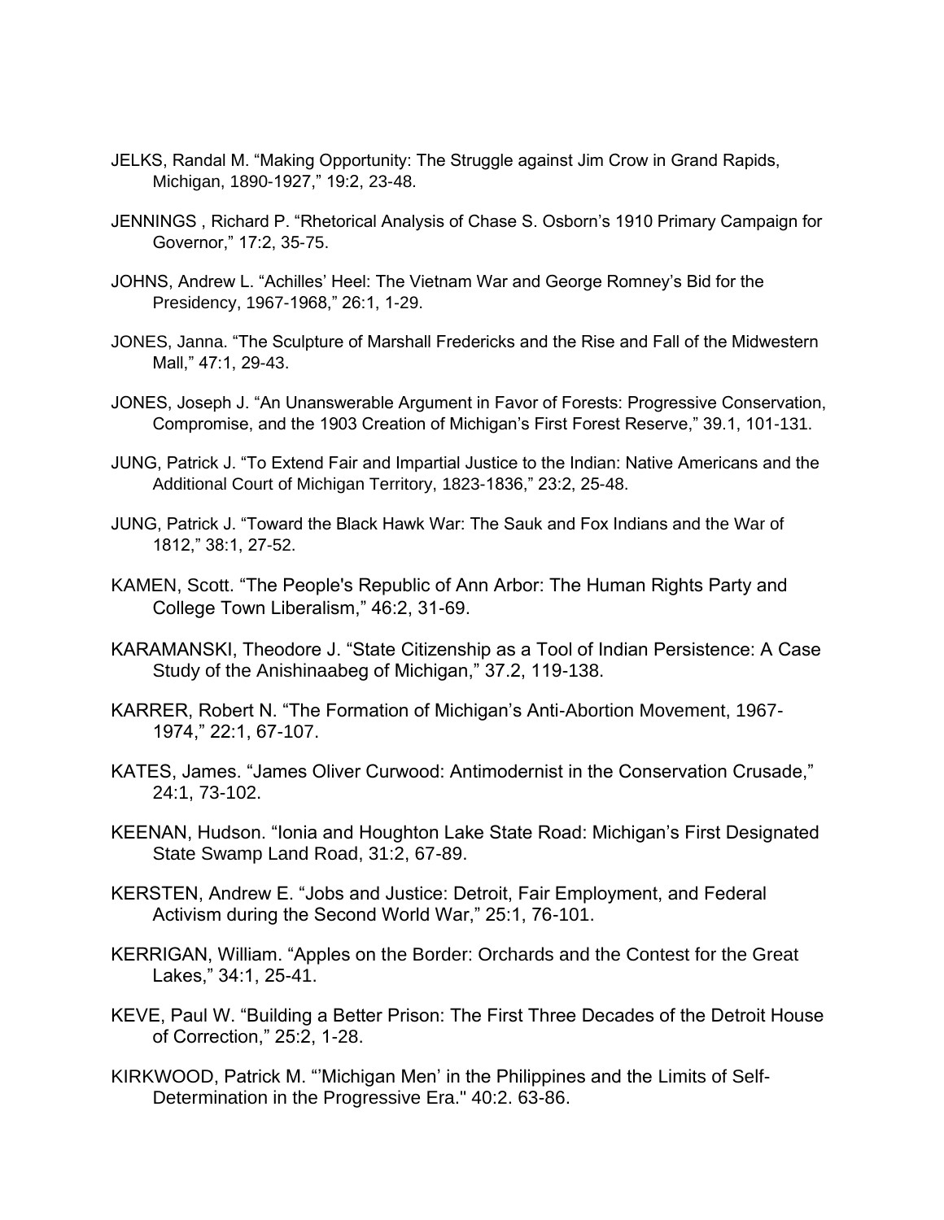JELKS, Randal M. “Making Opportunity: The Struggle against Jim Crow in Grand Rapids, Michigan, 1890-1927,” 19:2, 23-48.

JENNINGS , Richard P. “Rhetorical Analysis of Chase S. Osborn’s 1910 Primary Campaign for Governor,” 17:2, 35-75.

JOHNS, Andrew L. “Achilles’ Heel: The Vietnam War and George Romney’s Bid for the Presidency, 1967-1968,” 26:1, 1-29.

JONES, Janna. “The Sculpture of Marshall Fredericks and the Rise and Fall of the Midwestern Mall,” 47:1, 29-43.

JONES, Joseph J. “An Unanswerable Argument in Favor of Forests: Progressive Conservation, Compromise, and the 1903 Creation of Michigan’s First Forest Reserve,” 39.1, 101-131.

JUNG, Patrick J. “To Extend Fair and Impartial Justice to the Indian: Native Americans and the Additional Court of Michigan Territory, 1823-1836,” 23:2, 25-48.

JUNG, Patrick J. “Toward the Black Hawk War: The Sauk and Fox Indians and the War of 1812,” 38:1, 27-52.

KAMEN, Scott. “The People's Republic of Ann Arbor: The Human Rights Party and College Town Liberalism,” 46:2, 31-69.

KARAMANSKI, Theodore J. “State Citizenship as a Tool of Indian Persistence: A Case Study of the Anishinaabeg of Michigan,” 37.2, 119-138.

KARRER, Robert N. “The Formation of Michigan’s Anti-Abortion Movement, 1967-1974,” 22:1, 67-107.

KATES, James. “James Oliver Curwood: Antimodernist in the Conservation Crusade,” 24:1, 73-102.

KEENAN, Hudson. “Ionia and Houghton Lake State Road: Michigan’s First Designated State Swamp Land Road, 31:2, 67-89.

KERSTEN, Andrew E. “Jobs and Justice: Detroit, Fair Employment, and Federal Activism during the Second World War,” 25:1, 76-101.

KERRIGAN, William. “Apples on the Border: Orchards and the Contest for the Great Lakes,” 34:1, 25-41.

KEVE, Paul W. “Building a Better Prison: The First Three Decades of the Detroit House of Correction,” 25:2, 1-28.

KIRKWOOD, Patrick M. “’Michigan Men’ in the Philippines and the Limits of Self-Determination in the Progressive Era." 40:2. 63-86.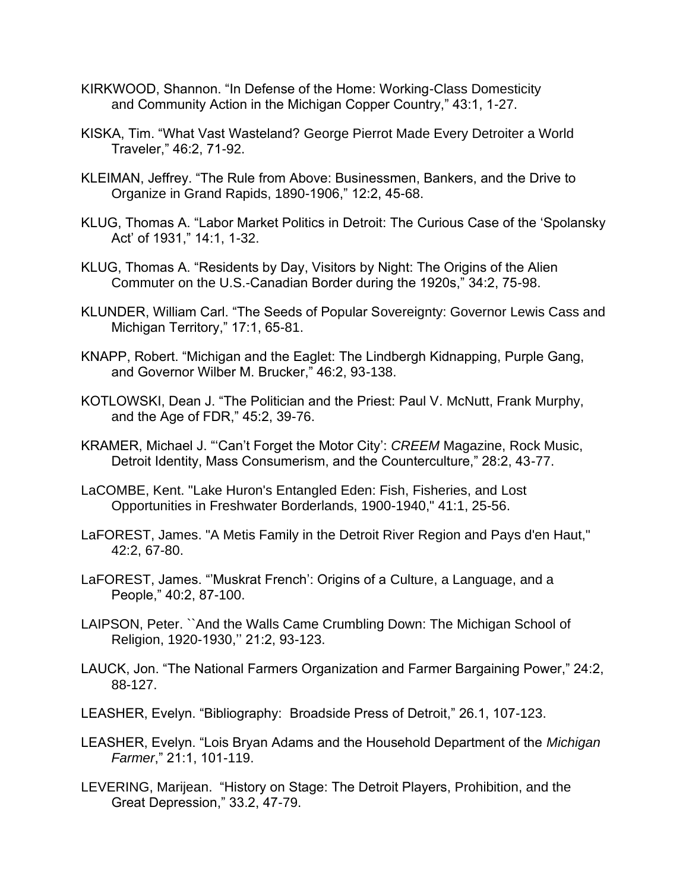KIRKWOOD, Shannon. “In Defense of the Home: Working-Class Domesticity and Community Action in the Michigan Copper Country,” 43:1, 1-27.

KISKA, Tim. “What Vast Wasteland? George Pierrot Made Every Detroiter a World Traveler,” 46:2, 71-92.

KLEIMAN, Jeffrey. “The Rule from Above: Businessmen, Bankers, and the Drive to Organize in Grand Rapids, 1890-1906,” 12:2, 45-68.

KLUG, Thomas A. “Labor Market Politics in Detroit: The Curious Case of the ‘Spolansky Act’ of 1931,” 14:1, 1-32.

KLUG, Thomas A. “Residents by Day, Visitors by Night: The Origins of the Alien Commuter on the U.S.-Canadian Border during the 1920s,” 34:2, 75-98.

KLUNDER, William Carl. “The Seeds of Popular Sovereignty: Governor Lewis Cass and Michigan Territory,” 17:1, 65-81.

KNAPP, Robert. “Michigan and the Eaglet: The Lindbergh Kidnapping, Purple Gang, and Governor Wilber M. Brucker,” 46:2, 93-138.

KOTLOWSKI, Dean J. “The Politician and the Priest: Paul V. McNutt, Frank Murphy, and the Age of FDR,” 45:2, 39-76.

KRAMER, Michael J. “‘Can’t Forget the Motor City’: *CREEM* Magazine, Rock Music, Detroit Identity, Mass Consumerism, and the Counterculture,” 28:2, 43-77.

LaCOMBE, Kent. "Lake Huron's Entangled Eden: Fish, Fisheries, and Lost Opportunities in Freshwater Borderlands, 1900-1940," 41:1, 25-56.

LaFOREST, James. "A Metis Family in the Detroit River Region and Pays d'en Haut," 42:2, 67-80.

LaFOREST, James. “’Muskrat French’: Origins of a Culture, a Language, and a People,” 40:2, 87-100.

LAIPSON, Peter. ``And the Walls Came Crumbling Down: The Michigan School of Religion, 1920-1930,'' 21:2, 93-123.

LAUCK, Jon. “The National Farmers Organization and Farmer Bargaining Power,” 24:2, 88-127.

LEASHER, Evelyn. “Bibliography: Broadside Press of Detroit,” 26.1, 107-123.

LEASHER, Evelyn. “Lois Bryan Adams and the Household Department of the *Michigan Farmer*,” 21:1, 101-119.

LEVERING, Marijean. “History on Stage: The Detroit Players, Prohibition, and the Great Depression,” 33.2, 47-79.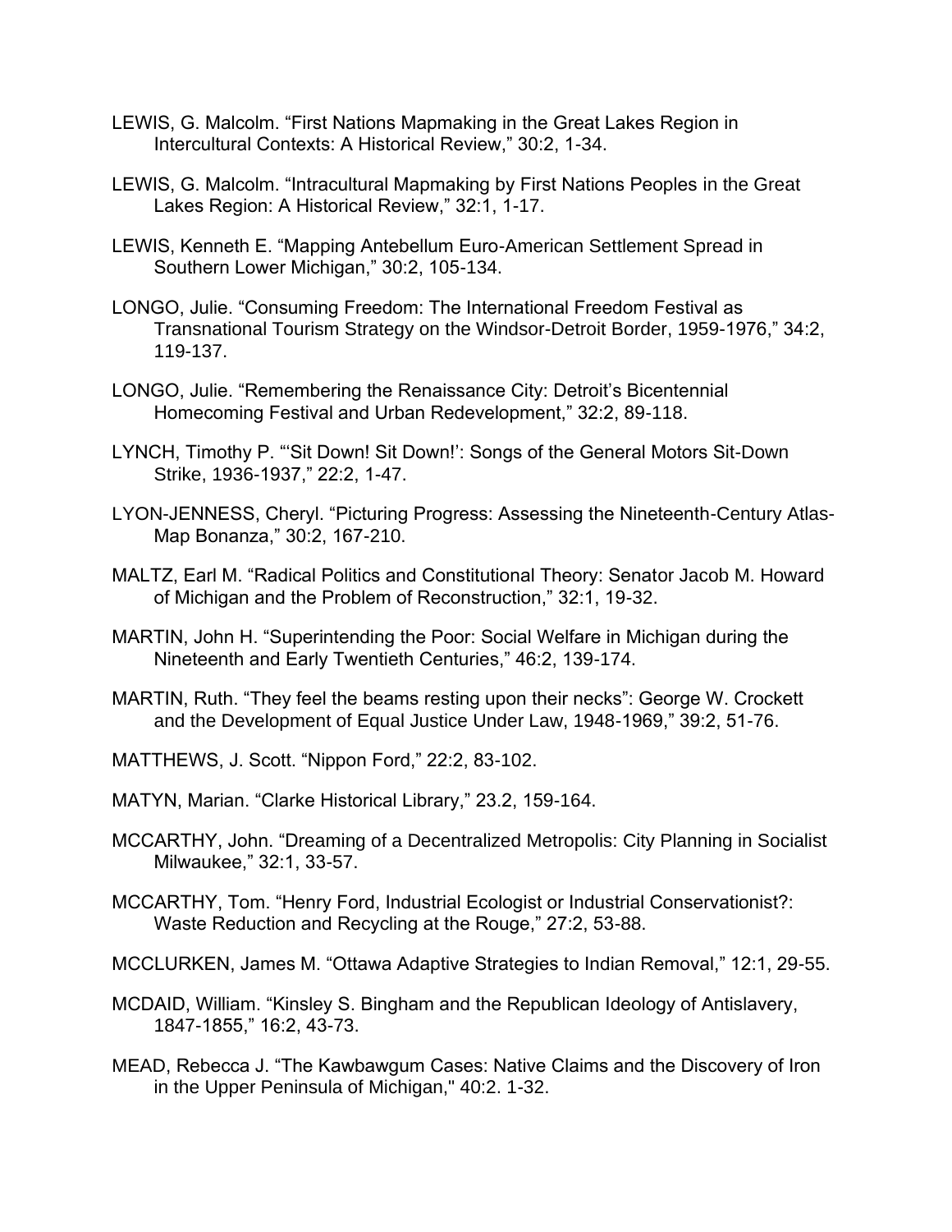LEWIS, G. Malcolm. "First Nations Mapmaking in the Great Lakes Region in Intercultural Contexts: A Historical Review," 30:2, 1-34.

LEWIS, G. Malcolm. "Intracultural Mapmaking by First Nations Peoples in the Great Lakes Region: A Historical Review," 32:1, 1-17.

LEWIS, Kenneth E. "Mapping Antebellum Euro-American Settlement Spread in Southern Lower Michigan," 30:2, 105-134.

LONGO, Julie. "Consuming Freedom: The International Freedom Festival as Transnational Tourism Strategy on the Windsor-Detroit Border, 1959-1976," 34:2, 119-137.

LONGO, Julie. "Remembering the Renaissance City: Detroit's Bicentennial Homecoming Festival and Urban Redevelopment," 32:2, 89-118.

LYNCH, Timothy P. "'Sit Down! Sit Down!': Songs of the General Motors Sit-Down Strike, 1936-1937," 22:2, 1-47.

LYON-JENNESS, Cheryl. "Picturing Progress: Assessing the Nineteenth-Century Atlas-Map Bonanza," 30:2, 167-210.

MALTZ, Earl M. "Radical Politics and Constitutional Theory: Senator Jacob M. Howard of Michigan and the Problem of Reconstruction," 32:1, 19-32.

MARTIN, John H. "Superintending the Poor: Social Welfare in Michigan during the Nineteenth and Early Twentieth Centuries," 46:2, 139-174.

MARTIN, Ruth. "They feel the beams resting upon their necks": George W. Crockett and the Development of Equal Justice Under Law, 1948-1969," 39:2, 51-76.

MATTHEWS, J. Scott. "Nippon Ford," 22:2, 83-102.

MATYN, Marian. "Clarke Historical Library," 23.2, 159-164.

MCCARTHY, John. "Dreaming of a Decentralized Metropolis: City Planning in Socialist Milwaukee," 32:1, 33-57.

MCCARTHY, Tom. "Henry Ford, Industrial Ecologist or Industrial Conservationist?: Waste Reduction and Recycling at the Rouge," 27:2, 53-88.

MCCLURKEN, James M. "Ottawa Adaptive Strategies to Indian Removal," 12:1, 29-55.

MCDAID, William. "Kinsley S. Bingham and the Republican Ideology of Antislavery, 1847-1855," 16:2, 43-73.

MEAD, Rebecca J. "The Kawbawgum Cases: Native Claims and the Discovery of Iron in the Upper Peninsula of Michigan," 40:2. 1-32.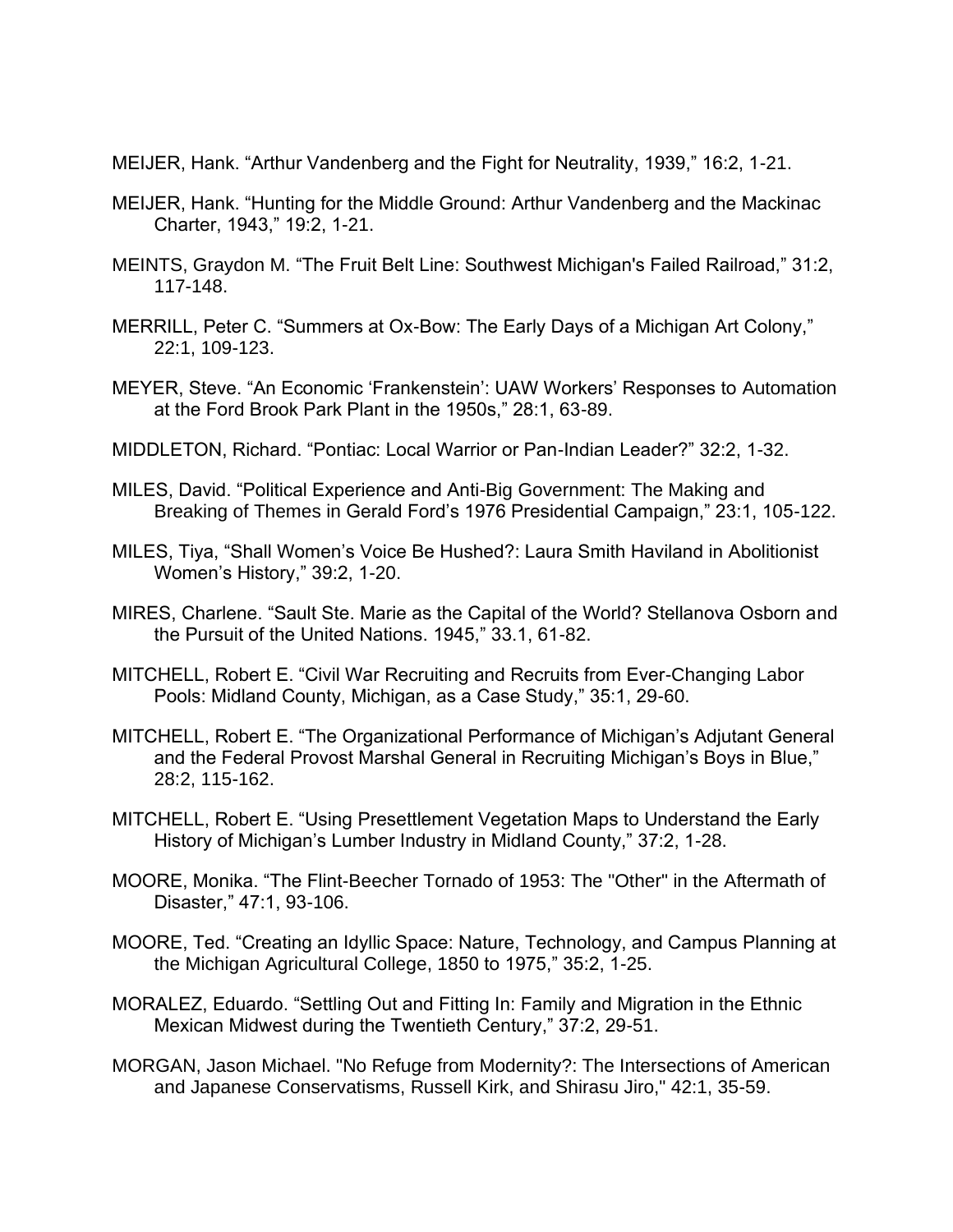MEIJER, Hank. “Arthur Vandenberg and the Fight for Neutrality, 1939,” 16:2, 1-21.

MEIJER, Hank. “Hunting for the Middle Ground: Arthur Vandenberg and the Mackinac Charter, 1943,” 19:2, 1-21.

MEINTS, Graydon M. “The Fruit Belt Line: Southwest Michigan's Failed Railroad,” 31:2, 117-148.

MERRILL, Peter C. “Summers at Ox-Bow: The Early Days of a Michigan Art Colony,” 22:1, 109-123.

MEYER, Steve. “An Economic ‘Frankenstein’: UAW Workers’ Responses to Automation at the Ford Brook Park Plant in the 1950s,” 28:1, 63-89.

MIDDLETON, Richard. “Pontiac: Local Warrior or Pan-Indian Leader?” 32:2, 1-32.

MILES, David. “Political Experience and Anti-Big Government: The Making and Breaking of Themes in Gerald Ford’s 1976 Presidential Campaign,” 23:1, 105-122.

MILES, Tiya, “Shall Women’s Voice Be Hushed?: Laura Smith Haviland in Abolitionist Women’s History,” 39:2, 1-20.

MIRES, Charlene. “Sault Ste. Marie as the Capital of the World? Stellanova Osborn and the Pursuit of the United Nations. 1945,” 33.1, 61-82.

MITCHELL, Robert E. “Civil War Recruiting and Recruits from Ever-Changing Labor Pools: Midland County, Michigan, as a Case Study,” 35:1, 29-60.

MITCHELL, Robert E. “The Organizational Performance of Michigan’s Adjutant General and the Federal Provost Marshal General in Recruiting Michigan’s Boys in Blue,” 28:2, 115-162.

MITCHELL, Robert E. “Using Presettlement Vegetation Maps to Understand the Early History of Michigan’s Lumber Industry in Midland County,” 37:2, 1-28.

MOORE, Monika. “The Flint-Beecher Tornado of 1953: The "Other" in the Aftermath of Disaster,” 47:1, 93-106.

MOORE, Ted. “Creating an Idyllic Space: Nature, Technology, and Campus Planning at the Michigan Agricultural College, 1850 to 1975,” 35:2, 1-25.

MORALEZ, Eduardo. “Settling Out and Fitting In: Family and Migration in the Ethnic Mexican Midwest during the Twentieth Century,” 37:2, 29-51.

MORGAN, Jason Michael. "No Refuge from Modernity?: The Intersections of American and Japanese Conservatisms, Russell Kirk, and Shirasu Jiro," 42:1, 35-59.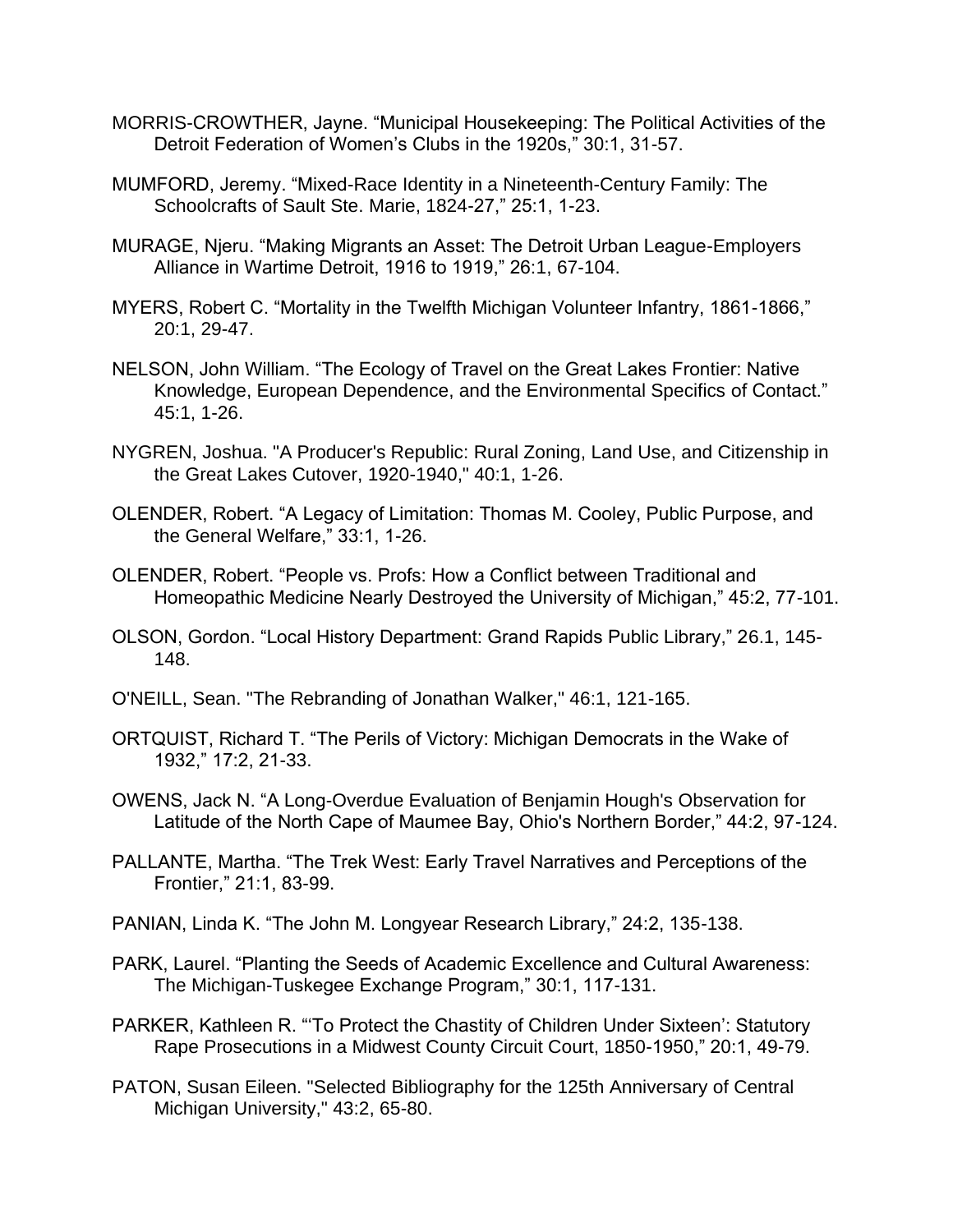MORRIS-CROWTHER, Jayne. “Municipal Housekeeping: The Political Activities of the Detroit Federation of Women’s Clubs in the 1920s,” 30:1, 31-57.

MUMFORD, Jeremy. “Mixed-Race Identity in a Nineteenth-Century Family: The Schoolcrafts of Sault Ste. Marie, 1824-27,” 25:1, 1-23.

MURAGE, Njeru. “Making Migrants an Asset: The Detroit Urban League-Employers Alliance in Wartime Detroit, 1916 to 1919,” 26:1, 67-104.

MYERS, Robert C. “Mortality in the Twelfth Michigan Volunteer Infantry, 1861-1866,” 20:1, 29-47.

NELSON, John William. “The Ecology of Travel on the Great Lakes Frontier: Native Knowledge, European Dependence, and the Environmental Specifics of Contact.” 45:1, 1-26.

NYGREN, Joshua. "A Producer's Republic: Rural Zoning, Land Use, and Citizenship in the Great Lakes Cutover, 1920-1940," 40:1, 1-26.

OLENDER, Robert. “A Legacy of Limitation: Thomas M. Cooley, Public Purpose, and the General Welfare,” 33:1, 1-26.

OLENDER, Robert. “People vs. Profs: How a Conflict between Traditional and Homeopathic Medicine Nearly Destroyed the University of Michigan,” 45:2, 77-101.

OLSON, Gordon. “Local History Department: Grand Rapids Public Library,” 26.1, 145-148.

O'NEILL, Sean. "The Rebranding of Jonathan Walker," 46:1, 121-165.

ORTQUIST, Richard T. “The Perils of Victory: Michigan Democrats in the Wake of 1932,” 17:2, 21-33.

OWENS, Jack N. “A Long-Overdue Evaluation of Benjamin Hough's Observation for Latitude of the North Cape of Maumee Bay, Ohio's Northern Border,” 44:2, 97-124.

PALLANTE, Martha. “The Trek West: Early Travel Narratives and Perceptions of the Frontier,” 21:1, 83-99.

PANIAN, Linda K. “The John M. Longyear Research Library,” 24:2, 135-138.

PARK, Laurel. “Planting the Seeds of Academic Excellence and Cultural Awareness: The Michigan-Tuskegee Exchange Program,” 30:1, 117-131.

PARKER, Kathleen R. “‘To Protect the Chastity of Children Under Sixteen’: Statutory Rape Prosecutions in a Midwest County Circuit Court, 1850-1950,” 20:1, 49-79.

PATON, Susan Eileen. "Selected Bibliography for the 125th Anniversary of Central Michigan University," 43:2, 65-80.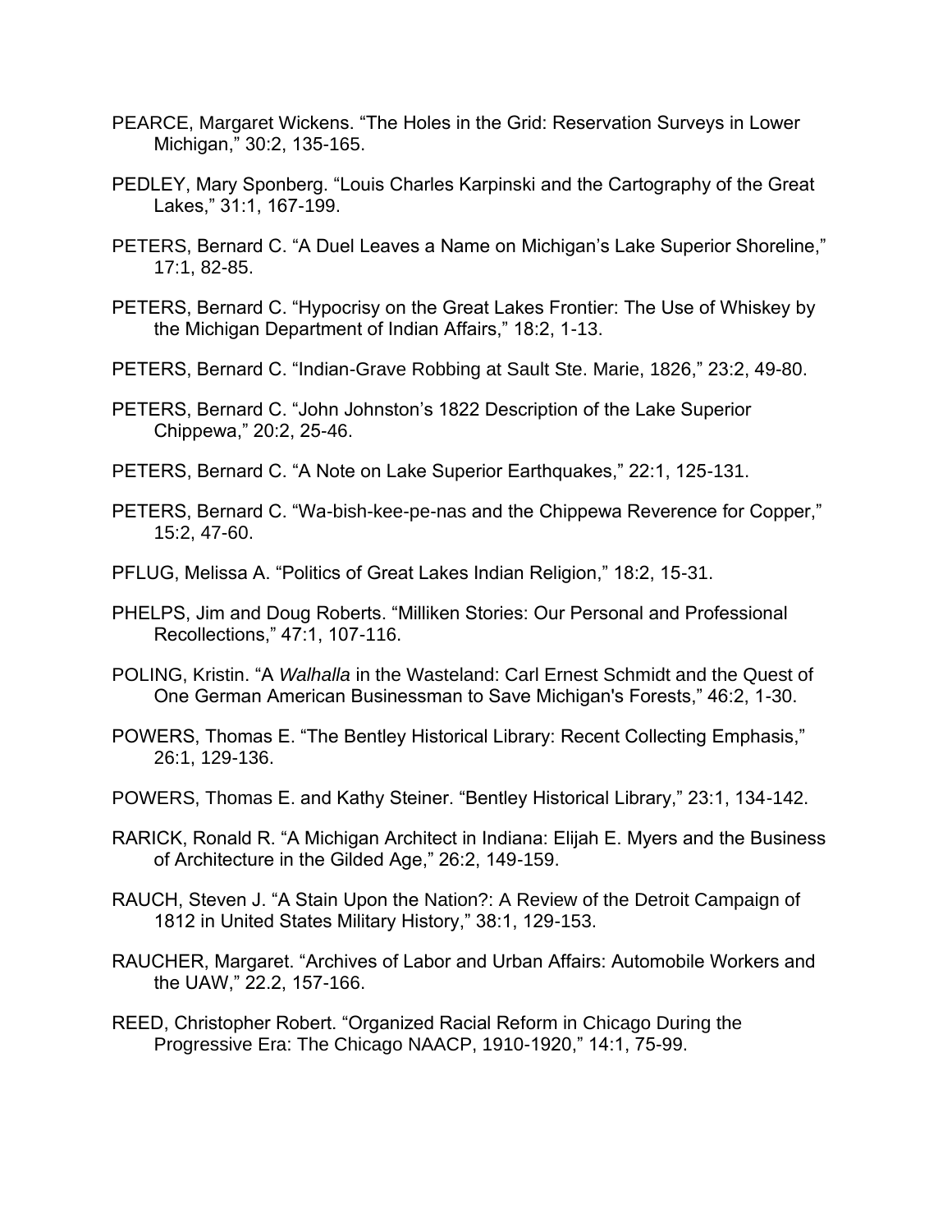PEARCE, Margaret Wickens. “The Holes in the Grid: Reservation Surveys in Lower Michigan,” 30:2, 135-165.

PEDLEY, Mary Sponberg. “Louis Charles Karpinski and the Cartography of the Great Lakes,” 31:1, 167-199.

PETERS, Bernard C. “A Duel Leaves a Name on Michigan’s Lake Superior Shoreline,” 17:1, 82-85.

PETERS, Bernard C. “Hypocrisy on the Great Lakes Frontier: The Use of Whiskey by the Michigan Department of Indian Affairs,” 18:2, 1-13.

PETERS, Bernard C. “Indian-Grave Robbing at Sault Ste. Marie, 1826,” 23:2, 49-80.

PETERS, Bernard C. “John Johnston’s 1822 Description of the Lake Superior Chippewa,” 20:2, 25-46.

PETERS, Bernard C. “A Note on Lake Superior Earthquakes,” 22:1, 125-131.

PETERS, Bernard C. “Wa-bish-kee-pe-nas and the Chippewa Reverence for Copper,” 15:2, 47-60.

PFLUG, Melissa A. “Politics of Great Lakes Indian Religion,” 18:2, 15-31.

PHELPS, Jim and Doug Roberts. “Milliken Stories: Our Personal and Professional Recollections,” 47:1, 107-116.

POLING, Kristin. “A *Walhalla* in the Wasteland: Carl Ernest Schmidt and the Quest of One German American Businessman to Save Michigan's Forests,” 46:2, 1-30.

POWERS, Thomas E. “The Bentley Historical Library: Recent Collecting Emphasis,” 26:1, 129-136.

POWERS, Thomas E. and Kathy Steiner. “Bentley Historical Library,” 23:1, 134-142.

RARICK, Ronald R. “A Michigan Architect in Indiana: Elijah E. Myers and the Business of Architecture in the Gilded Age,” 26:2, 149-159.

RAUCH, Steven J. “A Stain Upon the Nation?: A Review of the Detroit Campaign of 1812 in United States Military History,” 38:1, 129-153.

RAUCHER, Margaret. “Archives of Labor and Urban Affairs: Automobile Workers and the UAW,” 22.2, 157-166.

REED, Christopher Robert. “Organized Racial Reform in Chicago During the Progressive Era: The Chicago NAACP, 1910-1920,” 14:1, 75-99.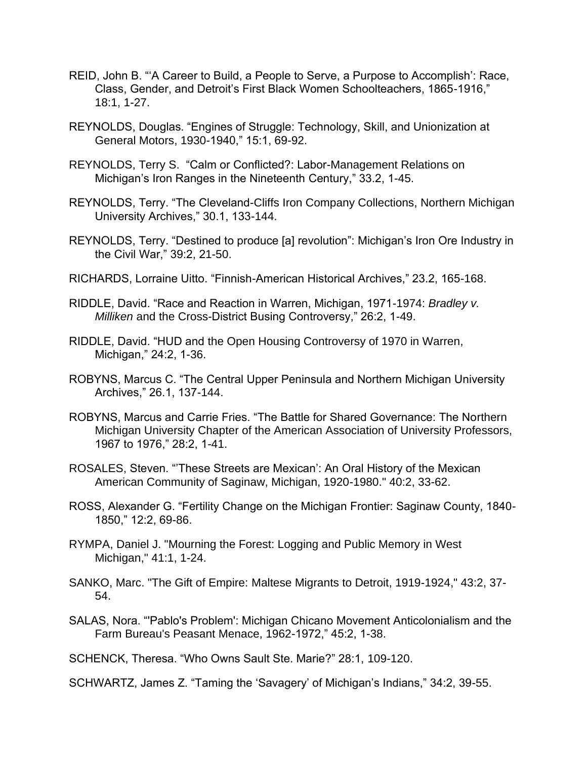REID, John B. "'A Career to Build, a People to Serve, a Purpose to Accomplish': Race, Class, Gender, and Detroit's First Black Women Schoolteachers, 1865-1916," 18:1, 1-27.

REYNOLDS, Douglas. "Engines of Struggle: Technology, Skill, and Unionization at General Motors, 1930-1940," 15:1, 69-92.

REYNOLDS, Terry S. "Calm or Conflicted?: Labor-Management Relations on Michigan's Iron Ranges in the Nineteenth Century," 33.2, 1-45.

REYNOLDS, Terry. "The Cleveland-Cliffs Iron Company Collections, Northern Michigan University Archives," 30.1, 133-144.

REYNOLDS, Terry. "Destined to produce [a] revolution": Michigan's Iron Ore Industry in the Civil War," 39:2, 21-50.

RICHARDS, Lorraine Uitto. "Finnish-American Historical Archives," 23.2, 165-168.

RIDDLE, David. "Race and Reaction in Warren, Michigan, 1971-1974: *Bradley v. Milliken* and the Cross-District Busing Controversy," 26:2, 1-49.

RIDDLE, David. "HUD and the Open Housing Controversy of 1970 in Warren, Michigan," 24:2, 1-36.

ROBYNS, Marcus C. "The Central Upper Peninsula and Northern Michigan University Archives," 26.1, 137-144.

ROBYNS, Marcus and Carrie Fries. "The Battle for Shared Governance: The Northern Michigan University Chapter of the American Association of University Professors, 1967 to 1976," 28:2, 1-41.

ROSALES, Steven. "'These Streets are Mexican': An Oral History of the Mexican American Community of Saginaw, Michigan, 1920-1980." 40:2, 33-62.

ROSS, Alexander G. "Fertility Change on the Michigan Frontier: Saginaw County, 1840-1850," 12:2, 69-86.

RYMPA, Daniel J. "Mourning the Forest: Logging and Public Memory in West Michigan," 41:1, 1-24.

SANKO, Marc. "The Gift of Empire: Maltese Migrants to Detroit, 1919-1924," 43:2, 37-54.

SALAS, Nora. "'Pablo's Problem': Michigan Chicano Movement Anticolonialism and the Farm Bureau's Peasant Menace, 1962-1972," 45:2, 1-38.

SCHENCK, Theresa. "Who Owns Sault Ste. Marie?" 28:1, 109-120.

SCHWARTZ, James Z. "Taming the 'Savagery' of Michigan's Indians," 34:2, 39-55.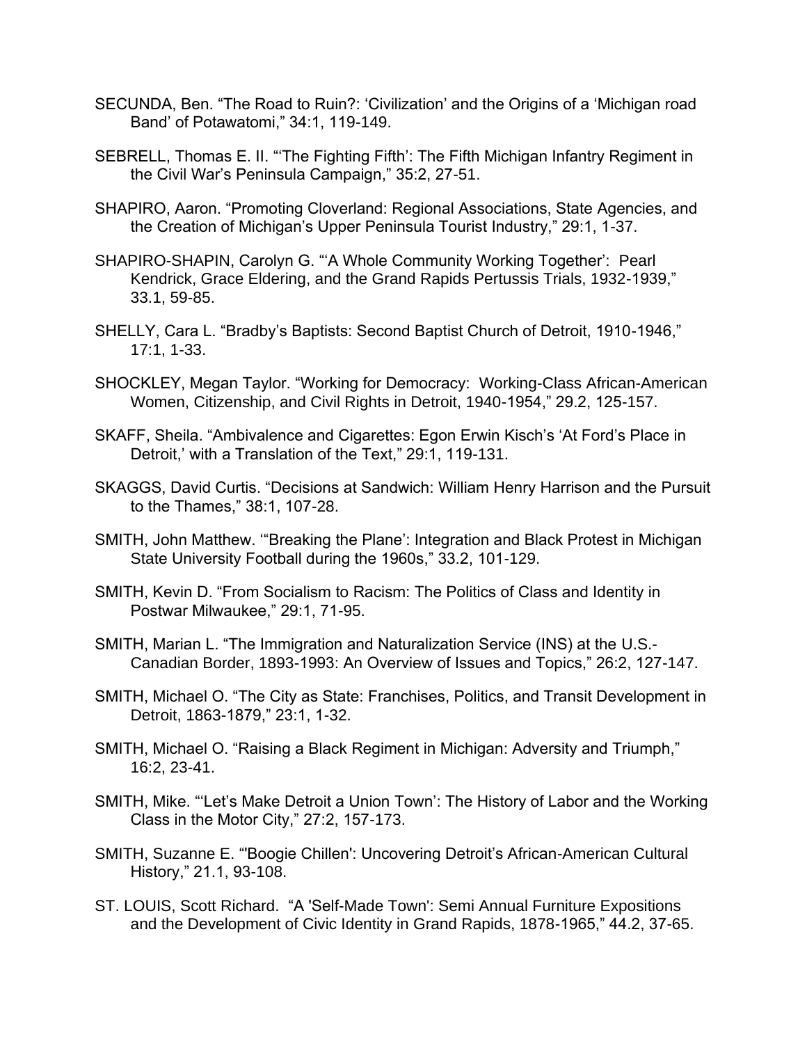SECUNDA, Ben. “The Road to Ruin?: ‘Civilization’ and the Origins of a ‘Michigan road Band’ of Potawatomi,” 34:1, 119-149.

SEBRELL, Thomas E. II. “‘The Fighting Fifth’: The Fifth Michigan Infantry Regiment in the Civil War’s Peninsula Campaign,” 35:2, 27-51.

SHAPIRO, Aaron. “Promoting Cloverland: Regional Associations, State Agencies, and the Creation of Michigan’s Upper Peninsula Tourist Industry,” 29:1, 1-37.

SHAPIRO-SHAPIN, Carolyn G. “‘A Whole Community Working Together’: Pearl Kendrick, Grace Eldering, and the Grand Rapids Pertussis Trials, 1932-1939,” 33.1, 59-85.

SHELLY, Cara L. “Bradby’s Baptists: Second Baptist Church of Detroit, 1910-1946,” 17:1, 1-33.

SHOCKLEY, Megan Taylor. “Working for Democracy: Working-Class African-American Women, Citizenship, and Civil Rights in Detroit, 1940-1954,” 29.2, 125-157.

SKAFF, Sheila. “Ambivalence and Cigarettes: Egon Erwin Kisch’s ‘At Ford’s Place in Detroit,’ with a Translation of the Text,” 29:1, 119-131.

SKAGGS, David Curtis. “Decisions at Sandwich: William Henry Harrison and the Pursuit to the Thames,” 38:1, 107-28.

SMITH, John Matthew. ‘“Breaking the Plane’: Integration and Black Protest in Michigan State University Football during the 1960s,” 33.2, 101-129.

SMITH, Kevin D. “From Socialism to Racism: The Politics of Class and Identity in Postwar Milwaukee,” 29:1, 71-95.

SMITH, Marian L. “The Immigration and Naturalization Service (INS) at the U.S.-Canadian Border, 1893-1993: An Overview of Issues and Topics,” 26:2, 127-147.

SMITH, Michael O. “The City as State: Franchises, Politics, and Transit Development in Detroit, 1863-1879,” 23:1, 1-32.

SMITH, Michael O. “Raising a Black Regiment in Michigan: Adversity and Triumph,” 16:2, 23-41.

SMITH, Mike. “‘Let’s Make Detroit a Union Town’: The History of Labor and the Working Class in the Motor City,” 27:2, 157-173.

SMITH, Suzanne E. “'Boogie Chillen': Uncovering Detroit’s African-American Cultural History,” 21.1, 93-108.

ST. LOUIS, Scott Richard. “A 'Self-Made Town': Semi Annual Furniture Expositions and the Development of Civic Identity in Grand Rapids, 1878-1965,” 44.2, 37-65.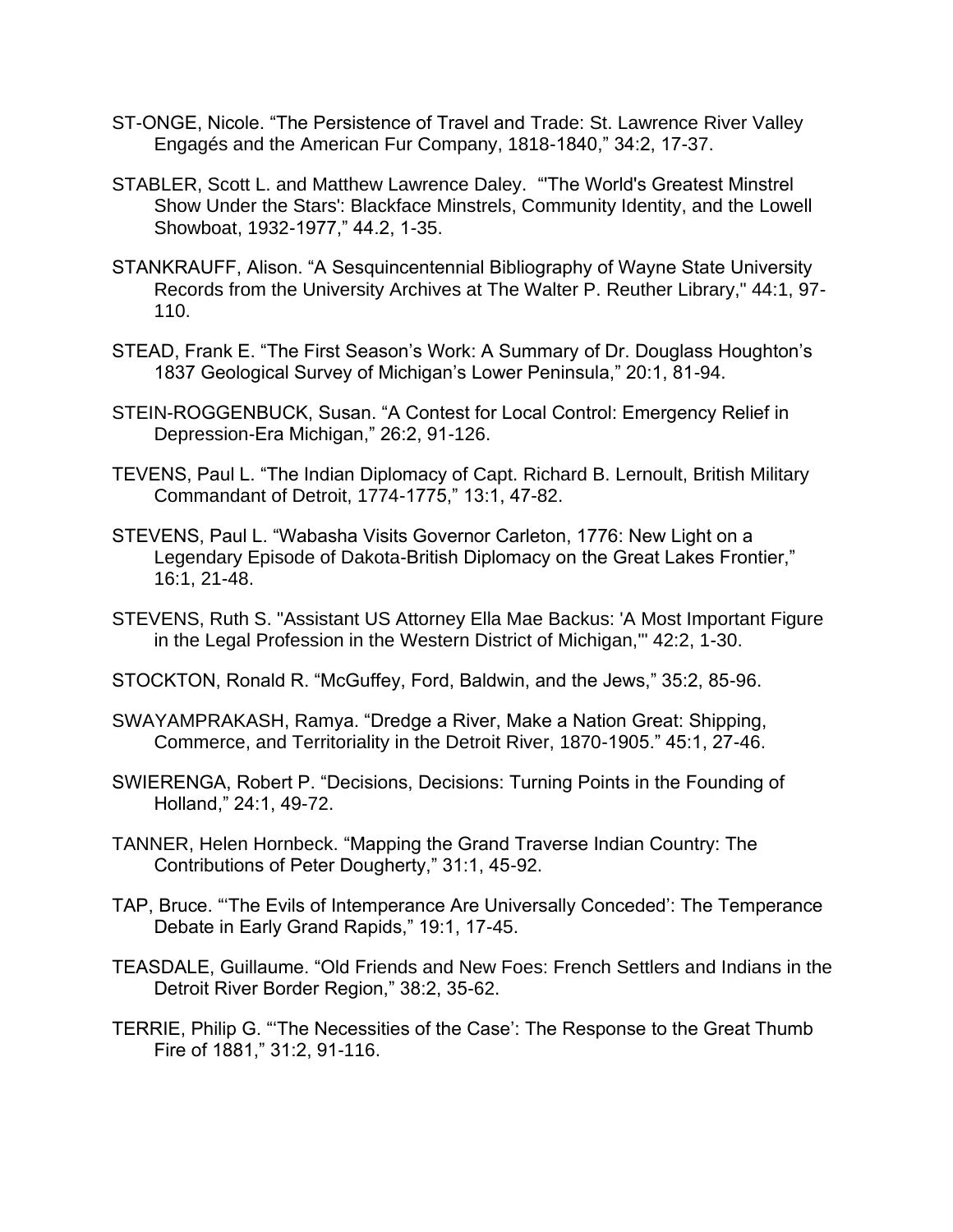ST-ONGE, Nicole. “The Persistence of Travel and Trade: St. Lawrence River Valley Engagés and the American Fur Company, 1818-1840,” 34:2, 17-37.

STABLER, Scott L. and Matthew Lawrence Daley. “'The World's Greatest Minstrel Show Under the Stars': Blackface Minstrels, Community Identity, and the Lowell Showboat, 1932-1977,” 44.2, 1-35.

STANKRAUFF, Alison. “A Sesquincentennial Bibliography of Wayne State University Records from the University Archives at The Walter P. Reuther Library," 44:1, 97-110.

STEAD, Frank E. “The First Season’s Work: A Summary of Dr. Douglass Houghton’s 1837 Geological Survey of Michigan’s Lower Peninsula,” 20:1, 81-94.

STEIN-ROGGENBUCK, Susan. “A Contest for Local Control: Emergency Relief in Depression-Era Michigan,” 26:2, 91-126.

TEVENS, Paul L. “The Indian Diplomacy of Capt. Richard B. Lernoult, British Military Commandant of Detroit, 1774-1775,” 13:1, 47-82.

STEVENS, Paul L. “Wabasha Visits Governor Carleton, 1776: New Light on a Legendary Episode of Dakota-British Diplomacy on the Great Lakes Frontier,” 16:1, 21-48.

STEVENS, Ruth S. "Assistant US Attorney Ella Mae Backus: 'A Most Important Figure in the Legal Profession in the Western District of Michigan,'" 42:2, 1-30.

STOCKTON, Ronald R. “McGuffey, Ford, Baldwin, and the Jews,” 35:2, 85-96.

SWAYAMPRAKASH, Ramya. “Dredge a River, Make a Nation Great: Shipping, Commerce, and Territoriality in the Detroit River, 1870-1905.” 45:1, 27-46.

SWIERENGA, Robert P. “Decisions, Decisions: Turning Points in the Founding of Holland,” 24:1, 49-72.

TANNER, Helen Hornbeck. “Mapping the Grand Traverse Indian Country: The Contributions of Peter Dougherty,” 31:1, 45-92.

TAP, Bruce. “‘The Evils of Intemperance Are Universally Conceded’: The Temperance Debate in Early Grand Rapids,” 19:1, 17-45.

TEASDALE, Guillaume. “Old Friends and New Foes: French Settlers and Indians in the Detroit River Border Region,” 38:2, 35-62.

TERRIE, Philip G. “‘The Necessities of the Case’: The Response to the Great Thumb Fire of 1881,” 31:2, 91-116.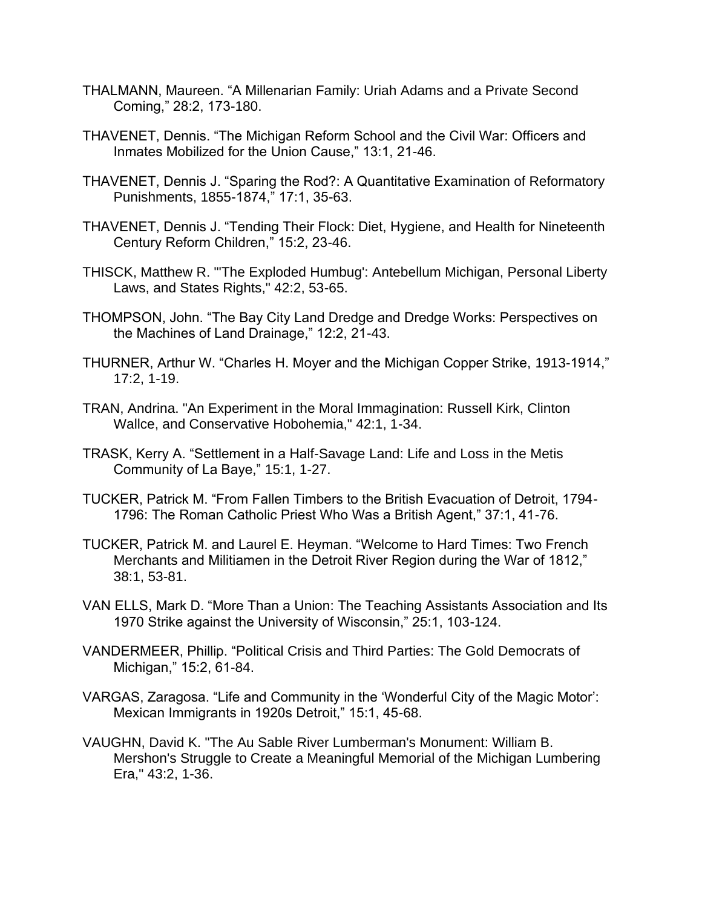THALMANN, Maureen. “A Millenarian Family: Uriah Adams and a Private Second Coming,” 28:2, 173-180.

THAVENET, Dennis. “The Michigan Reform School and the Civil War: Officers and Inmates Mobilized for the Union Cause,” 13:1, 21-46.

THAVENET, Dennis J. “Sparing the Rod?: A Quantitative Examination of Reformatory Punishments, 1855-1874,” 17:1, 35-63.

THAVENET, Dennis J. “Tending Their Flock: Diet, Hygiene, and Health for Nineteenth Century Reform Children,” 15:2, 23-46.

THISCK, Matthew R. "'The Exploded Humbug': Antebellum Michigan, Personal Liberty Laws, and States Rights," 42:2, 53-65.

THOMPSON, John. “The Bay City Land Dredge and Dredge Works: Perspectives on the Machines of Land Drainage,” 12:2, 21-43.

THURNER, Arthur W. “Charles H. Moyer and the Michigan Copper Strike, 1913-1914,” 17:2, 1-19.

TRAN, Andrina. "An Experiment in the Moral Immagination: Russell Kirk, Clinton Wallce, and Conservative Hobohemia," 42:1, 1-34.

TRASK, Kerry A. “Settlement in a Half-Savage Land: Life and Loss in the Metis Community of La Baye,” 15:1, 1-27.

TUCKER, Patrick M. “From Fallen Timbers to the British Evacuation of Detroit, 1794-1796: The Roman Catholic Priest Who Was a British Agent,” 37:1, 41-76.

TUCKER, Patrick M. and Laurel E. Heyman. “Welcome to Hard Times: Two French Merchants and Militiamen in the Detroit River Region during the War of 1812,” 38:1, 53-81.

VAN ELLS, Mark D. “More Than a Union: The Teaching Assistants Association and Its 1970 Strike against the University of Wisconsin,” 25:1, 103-124.

VANDERMEER, Phillip. “Political Crisis and Third Parties: The Gold Democrats of Michigan,” 15:2, 61-84.

VARGAS, Zaragosa. “Life and Community in the ‘Wonderful City of the Magic Motor’: Mexican Immigrants in 1920s Detroit,” 15:1, 45-68.

VAUGHN, David K. "The Au Sable River Lumberman's Monument: William B. Mershon's Struggle to Create a Meaningful Memorial of the Michigan Lumbering Era," 43:2, 1-36.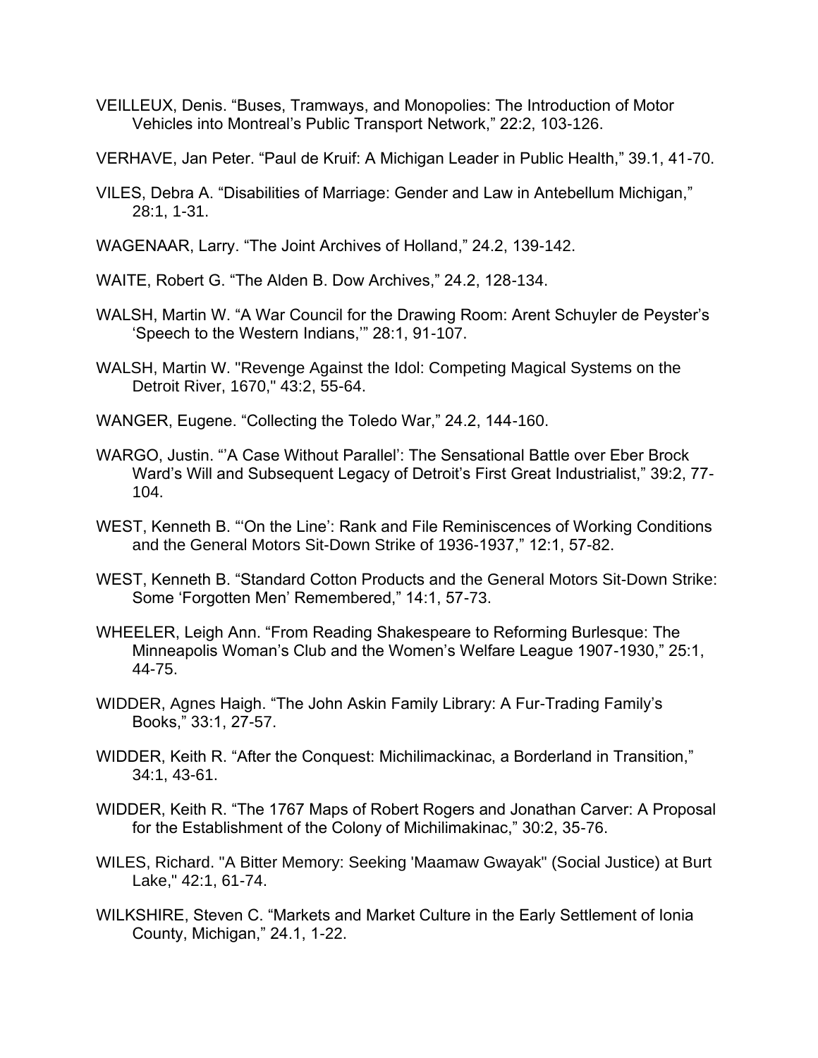VEILLEUX, Denis. “Buses, Tramways, and Monopolies: The Introduction of Motor Vehicles into Montreal’s Public Transport Network,” 22:2, 103-126.

VERHAVE, Jan Peter. “Paul de Kruif: A Michigan Leader in Public Health,” 39.1, 41-70.

VILES, Debra A. “Disabilities of Marriage: Gender and Law in Antebellum Michigan,” 28:1, 1-31.

WAGENAAR, Larry. “The Joint Archives of Holland,” 24.2, 139-142.

WAITE, Robert G. “The Alden B. Dow Archives,” 24.2, 128-134.

WALSH, Martin W. “A War Council for the Drawing Room: Arent Schuyler de Peyster’s ‘Speech to the Western Indians,’” 28:1, 91-107.

WALSH, Martin W. "Revenge Against the Idol: Competing Magical Systems on the Detroit River, 1670," 43:2, 55-64.

WANGER, Eugene. “Collecting the Toledo War,” 24.2, 144-160.

WARGO, Justin. “’A Case Without Parallel’: The Sensational Battle over Eber Brock Ward’s Will and Subsequent Legacy of Detroit’s First Great Industrialist,” 39:2, 77-104.

WEST, Kenneth B. “‘On the Line’: Rank and File Reminiscences of Working Conditions and the General Motors Sit-Down Strike of 1936-1937,” 12:1, 57-82.

WEST, Kenneth B. “Standard Cotton Products and the General Motors Sit-Down Strike: Some ‘Forgotten Men’ Remembered,” 14:1, 57-73.

WHEELER, Leigh Ann. “From Reading Shakespeare to Reforming Burlesque: The Minneapolis Woman’s Club and the Women’s Welfare League 1907-1930,” 25:1, 44-75.

WIDDER, Agnes Haigh. “The John Askin Family Library: A Fur-Trading Family’s Books,” 33:1, 27-57.

WIDDER, Keith R. “After the Conquest: Michilimackinac, a Borderland in Transition,” 34:1, 43-61.

WIDDER, Keith R. “The 1767 Maps of Robert Rogers and Jonathan Carver: A Proposal for the Establishment of the Colony of Michilimakinac,” 30:2, 35-76.

WILES, Richard. "A Bitter Memory: Seeking 'Maamaw Gwayak" (Social Justice) at Burt Lake," 42:1, 61-74.

WILKSHIRE, Steven C. “Markets and Market Culture in the Early Settlement of Ionia County, Michigan,” 24.1, 1-22.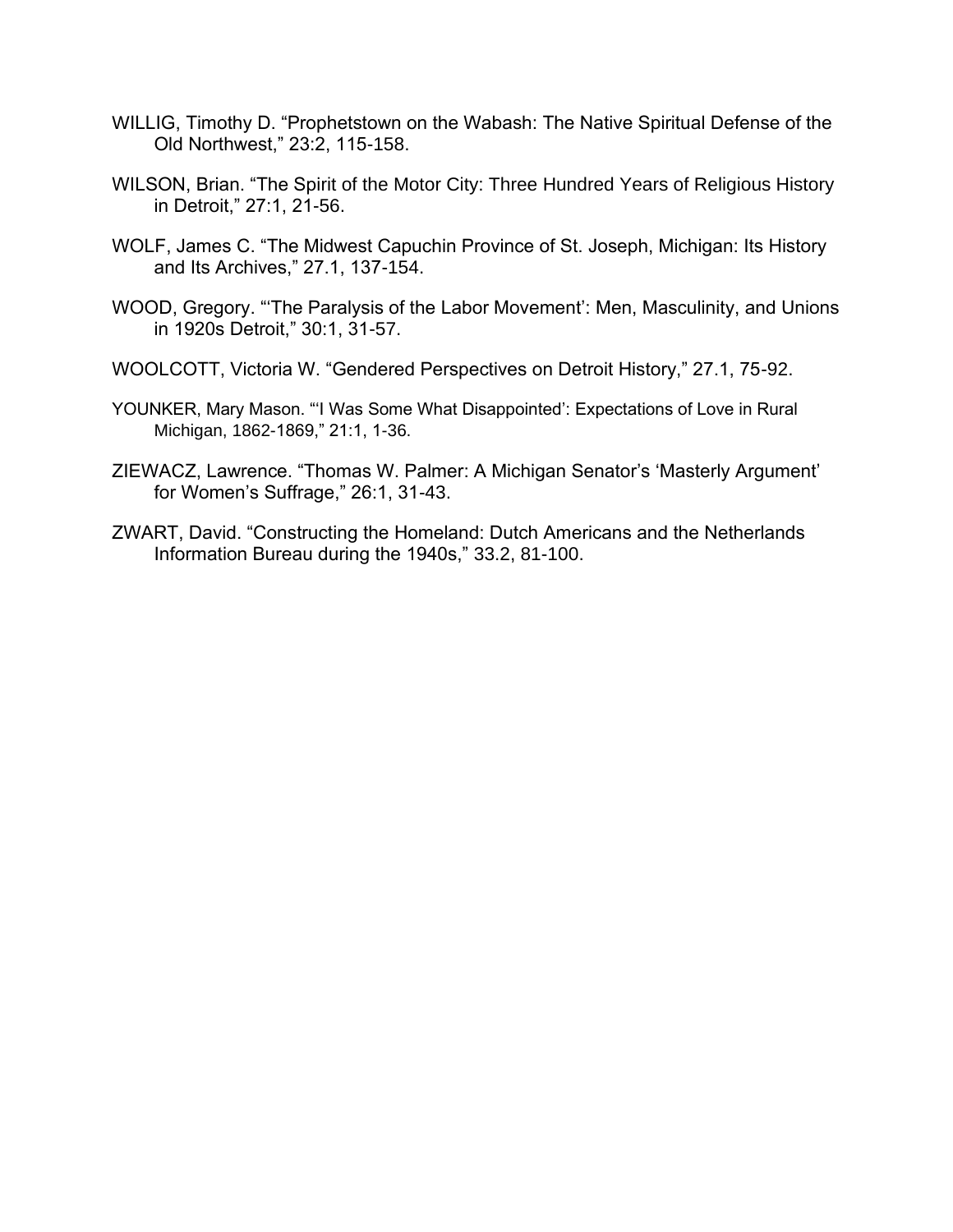WILLIG, Timothy D. "Prophetstown on the Wabash: The Native Spiritual Defense of the Old Northwest," 23:2, 115-158.

WILSON, Brian. "The Spirit of the Motor City: Three Hundred Years of Religious History in Detroit," 27:1, 21-56.

WOLF, James C. "The Midwest Capuchin Province of St. Joseph, Michigan: Its History and Its Archives," 27.1, 137-154.

WOOD, Gregory. "'The Paralysis of the Labor Movement': Men, Masculinity, and Unions in 1920s Detroit," 30:1, 31-57.

WOOLCOTT, Victoria W. "Gendered Perspectives on Detroit History," 27.1, 75-92.

YOUNKER, Mary Mason. "'I Was Some What Disappointed': Expectations of Love in Rural Michigan, 1862-1869," 21:1, 1-36.

ZIEWACZ, Lawrence. "Thomas W. Palmer: A Michigan Senator's 'Masterly Argument' for Women's Suffrage," 26:1, 31-43.

ZWART, David. "Constructing the Homeland: Dutch Americans and the Netherlands Information Bureau during the 1940s," 33.2, 81-100.